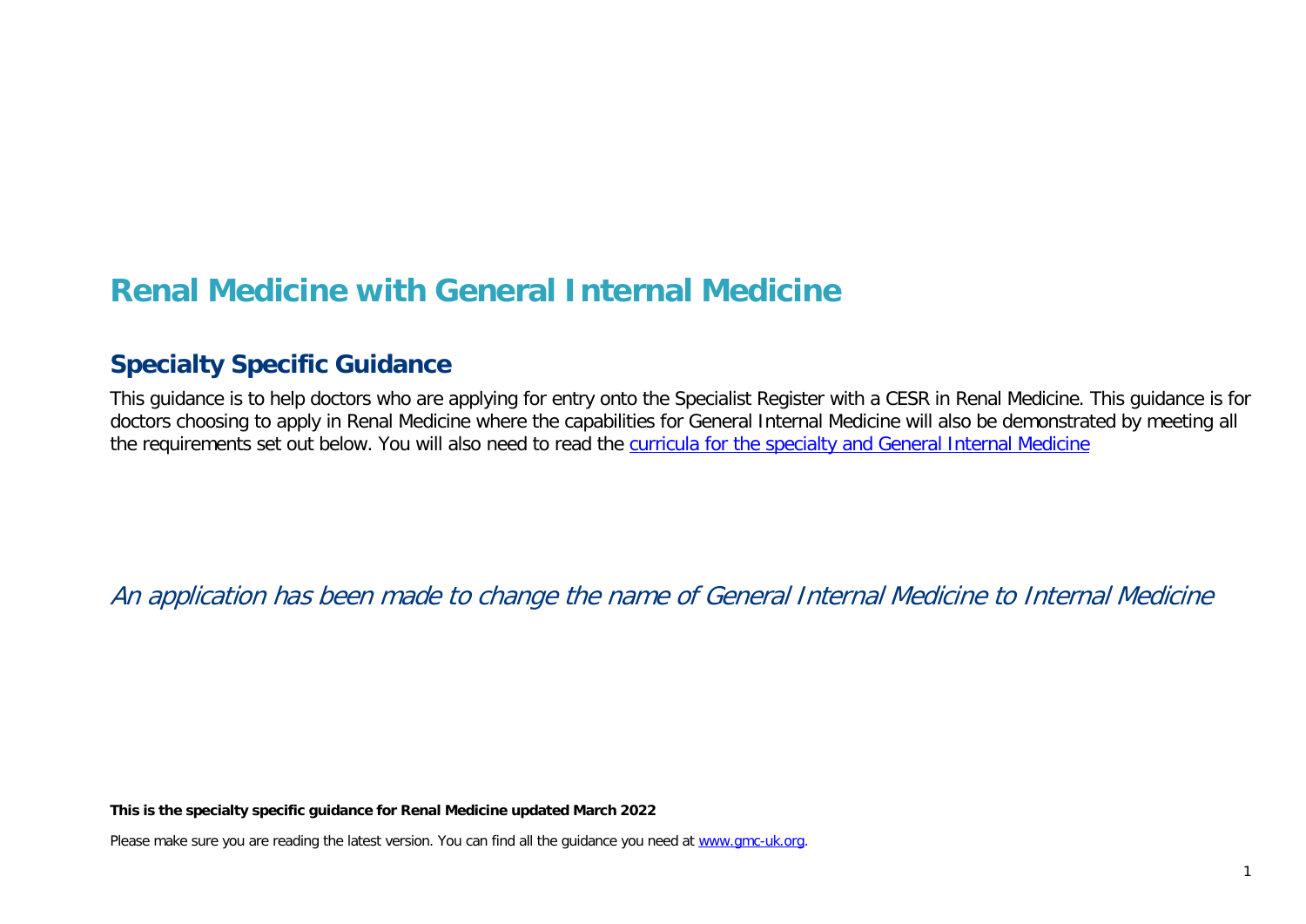# Renal Medicine with General Internal Medicine

## Specialty Specific Guidance

This guidance is to help doctors who are applying for entry onto the Specialist Register with a CESR in Renal Medicine. This guidance is for doctors choosing to apply in Renal Medicine where the capabilities for General Internal Medicine will also be demonstrated by meeting all the requirements set out below. You will also need to read the [curricula for the specialty and General Internal Medicine]

*An application has been made to change the name of General Internal Medicine to Internal Medicine*

**This is the specialty specific guidance for Renal Medicine updated March 2022**

Please make sure you are reading the latest version. You can find all the guidance you need at [www.gmc-uk.org].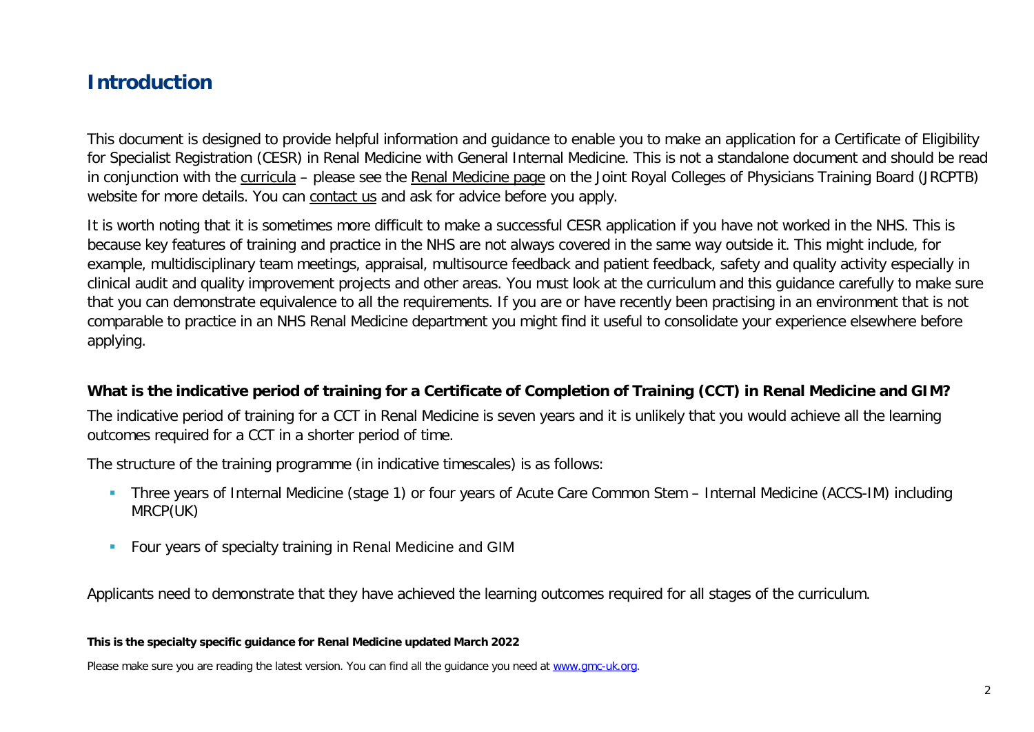## Introduction

This document is designed to provide helpful information and guidance to enable you to make an application for a Certificate of Eligibility for Specialist Registration (CESR) in Renal Medicine with General Internal Medicine. This is not a standalone document and should be read in conjunction with the curricula – please see the Renal Medicine page on the Joint Royal Colleges of Physicians Training Board (JRCPTB) website for more details. You can contact us and ask for advice before you apply.

It is worth noting that it is sometimes more difficult to make a successful CESR application if you have not worked in the NHS. This is because key features of training and practice in the NHS are not always covered in the same way outside it. This might include, for example, multidisciplinary team meetings, appraisal, multisource feedback and patient feedback, safety and quality activity especially in clinical audit and quality improvement projects and other areas. You must look at the curriculum and this guidance carefully to make sure that you can demonstrate equivalence to all the requirements. If you are or have recently been practising in an environment that is not comparable to practice in an NHS Renal Medicine department you might find it useful to consolidate your experience elsewhere before applying.

### What is the indicative period of training for a Certificate of Completion of Training (CCT) in Renal Medicine and GIM?

The indicative period of training for a CCT in Renal Medicine is seven years and it is unlikely that you would achieve all the learning outcomes required for a CCT in a shorter period of time.

The structure of the training programme (in indicative timescales) is as follows:

- Three years of Internal Medicine (stage 1) or four years of Acute Care Common Stem – Internal Medicine (ACCS-IM) including MRCP(UK)
- Four years of specialty training in Renal Medicine and GIM

Applicants need to demonstrate that they have achieved the learning outcomes required for all stages of the curriculum.

**This is the specialty specific guidance for Renal Medicine updated March 2022**

Please make sure you are reading the latest version. You can find all the guidance you need at www.gmc-uk.org.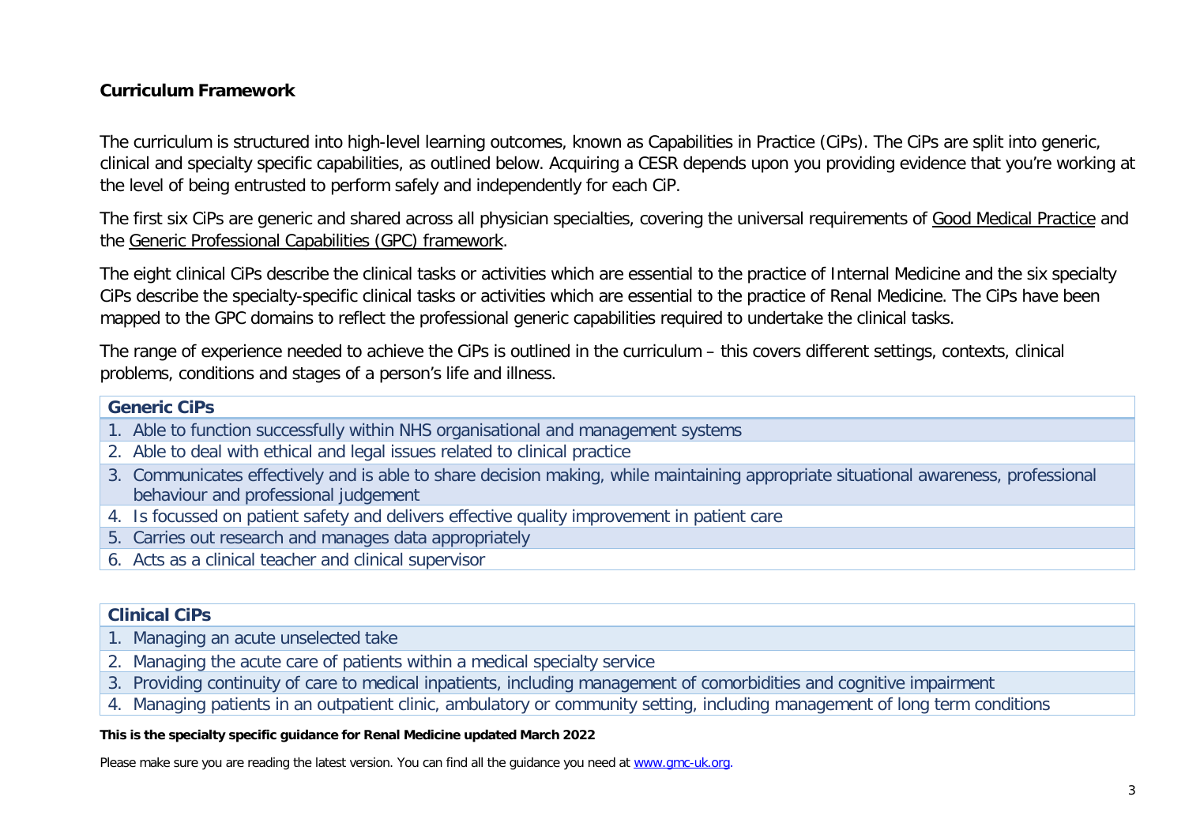## Curriculum Framework

The curriculum is structured into high-level learning outcomes, known as Capabilities in Practice (CiPs). The CiPs are split into generic, clinical and specialty specific capabilities, as outlined below. Acquiring a CESR depends upon you providing evidence that you're working at the level of being entrusted to perform safely and independently for each CiP.

The first six CiPs are generic and shared across all physician specialties, covering the universal requirements of Good Medical Practice and the Generic Professional Capabilities (GPC) framework.

The eight clinical CiPs describe the clinical tasks or activities which are essential to the practice of Internal Medicine and the six specialty CiPs describe the specialty-specific clinical tasks or activities which are essential to the practice of Renal Medicine. The CiPs have been mapped to the GPC domains to reflect the professional generic capabilities required to undertake the clinical tasks.

The range of experience needed to achieve the CiPs is outlined in the curriculum – this covers different settings, contexts, clinical problems, conditions and stages of a person's life and illness.

| Generic CiPs |
| --- |
| 1. Able to function successfully within NHS organisational and management systems |
| 2. Able to deal with ethical and legal issues related to clinical practice |
| 3. Communicates effectively and is able to share decision making, while maintaining appropriate situational awareness, professional behaviour and professional judgement |
| 4. Is focussed on patient safety and delivers effective quality improvement in patient care |
| 5. Carries out research and manages data appropriately |
| 6. Acts as a clinical teacher and clinical supervisor |

| Clinical CiPs |
| --- |
| 1. Managing an acute unselected take |
| 2. Managing the acute care of patients within a medical specialty service |
| 3. Providing continuity of care to medical inpatients, including management of comorbidities and cognitive impairment |
| 4. Managing patients in an outpatient clinic, ambulatory or community setting, including management of long term conditions |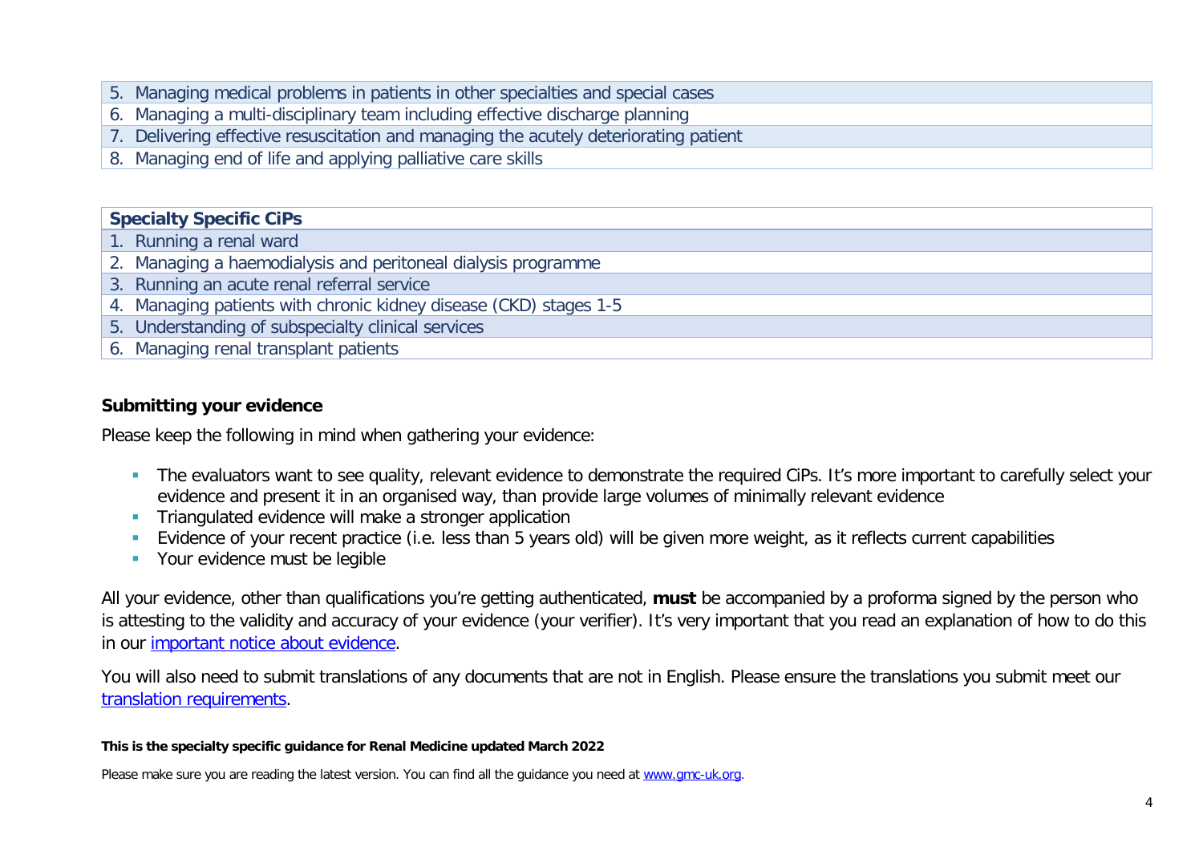| |
|---|
| 5. Managing medical problems in patients in other specialties and special cases |
| 6. Managing a multi-disciplinary team including effective discharge planning |
| 7. Delivering effective resuscitation and managing the acutely deteriorating patient |
| 8. Managing end of life and applying palliative care skills |

| **Specialty Specific CiPs** |
|---|
| 1. Running a renal ward |
| 2. Managing a haemodialysis and peritoneal dialysis programme |
| 3. Running an acute renal referral service |
| 4. Managing patients with chronic kidney disease (CKD) stages 1-5 |
| 5. Understanding of subspecialty clinical services |
| 6. Managing renal transplant patients |

### Submitting your evidence

Please keep the following in mind when gathering your evidence:

- The evaluators want to see quality, relevant evidence to demonstrate the required CiPs. It's more important to carefully select your evidence and present it in an organised way, than provide large volumes of minimally relevant evidence
- Triangulated evidence will make a stronger application
- Evidence of your recent practice (i.e. less than 5 years old) will be given more weight, as it reflects current capabilities
- Your evidence must be legible

All your evidence, other than qualifications you're getting authenticated, **must** be accompanied by a proforma signed by the person who is attesting to the validity and accuracy of your evidence (your verifier). It's very important that you read an explanation of how to do this in our important notice about evidence.

You will also need to submit translations of any documents that are not in English. Please ensure the translations you submit meet our translation requirements.

**This is the specialty specific guidance for Renal Medicine updated March 2022**

Please make sure you are reading the latest version. You can find all the guidance you need at www.gmc-uk.org.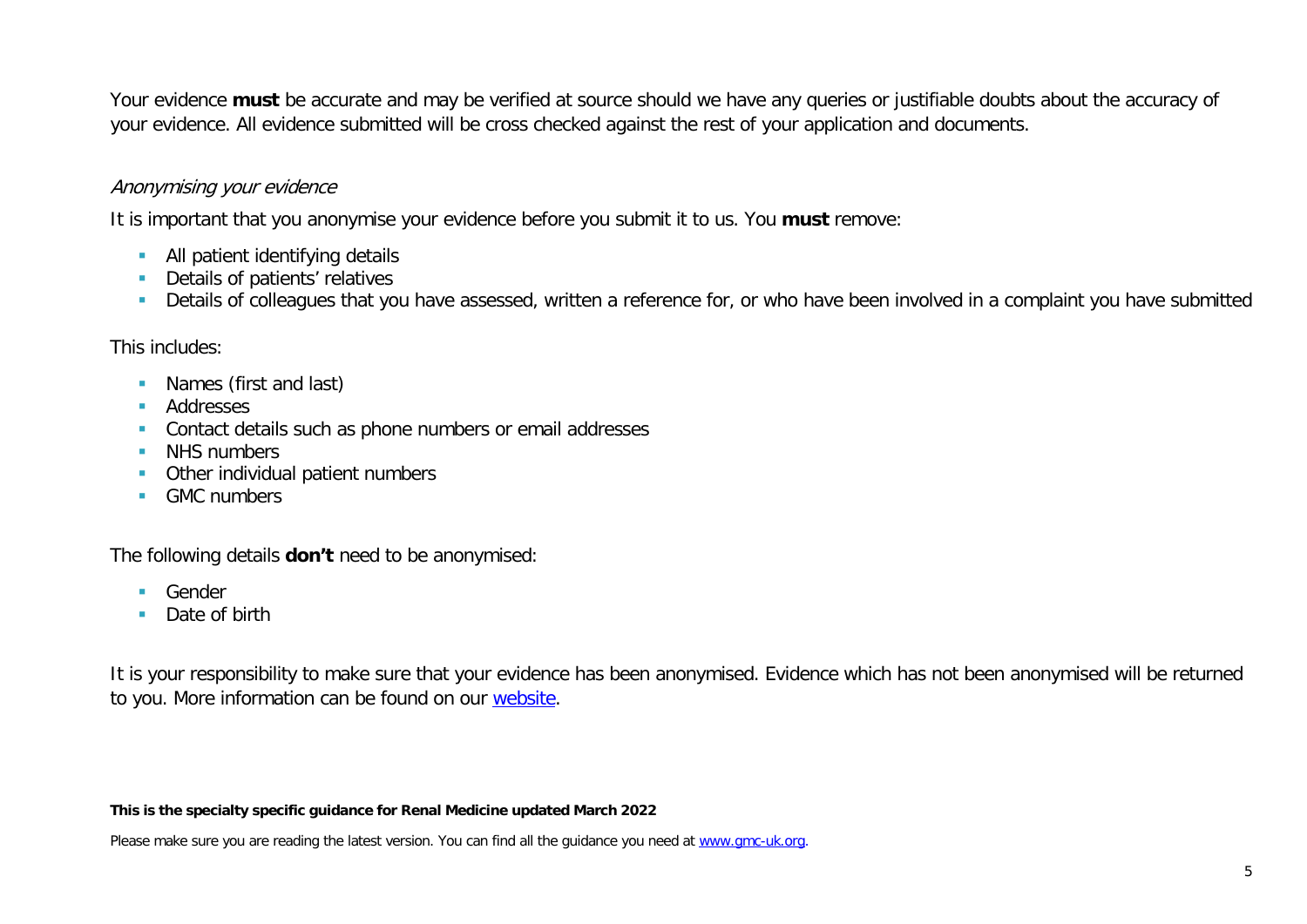Your evidence **must** be accurate and may be verified at source should we have any queries or justifiable doubts about the accuracy of your evidence. All evidence submitted will be cross checked against the rest of your application and documents.

### *Anonymising your evidence*

It is important that you anonymise your evidence before you submit it to us. You **must** remove:

- All patient identifying details
- Details of patients' relatives
- Details of colleagues that you have assessed, written a reference for, or who have been involved in a complaint you have submitted

This includes:

- Names (first and last)
- Addresses
- Contact details such as phone numbers or email addresses
- NHS numbers
- Other individual patient numbers
- GMC numbers

The following details **don't** need to be anonymised:

- Gender
- Date of birth

It is your responsibility to make sure that your evidence has been anonymised. Evidence which has not been anonymised will be returned to you. More information can be found on our [website](website).

**This is the specialty specific guidance for Renal Medicine updated March 2022**

Please make sure you are reading the latest version. You can find all the guidance you need at [www.gmc-uk.org](www.gmc-uk.org).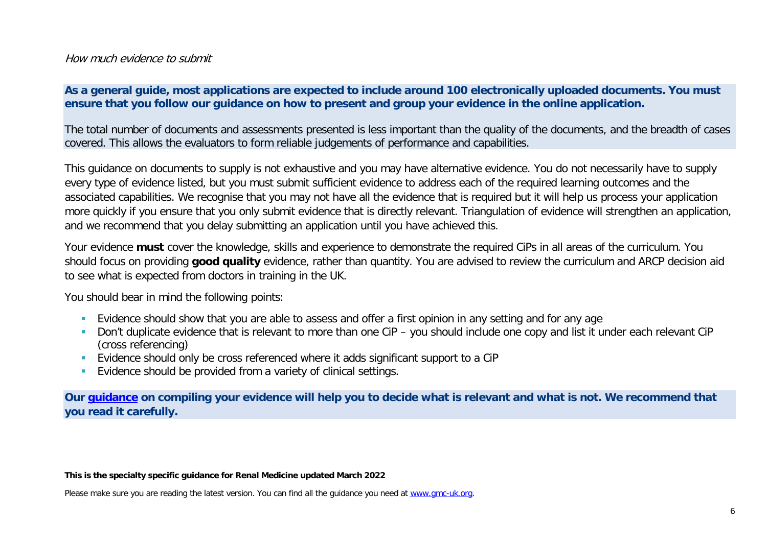*How much evidence to submit*

**As a general guide, most applications are expected to include around 100 electronically uploaded documents. You must ensure that you follow our guidance on how to present and group your evidence in the online application.**

The total number of documents and assessments presented is less important than the quality of the documents, and the breadth of cases covered. This allows the evaluators to form reliable judgements of performance and capabilities.

This guidance on documents to supply is not exhaustive and you may have alternative evidence. You do not necessarily have to supply every type of evidence listed, but you must submit sufficient evidence to address each of the required learning outcomes and the associated capabilities. We recognise that you may not have all the evidence that is required but it will help us process your application more quickly if you ensure that you only submit evidence that is directly relevant. Triangulation of evidence will strengthen an application, and we recommend that you delay submitting an application until you have achieved this.

Your evidence **must** cover the knowledge, skills and experience to demonstrate the required CiPs in all areas of the curriculum. You should focus on providing **good quality** evidence, rather than quantity. You are advised to review the curriculum and ARCP decision aid to see what is expected from doctors in training in the UK.

You should bear in mind the following points:

- Evidence should show that you are able to assess and offer a first opinion in any setting and for any age
- Don't duplicate evidence that is relevant to more than one CiP – you should include one copy and list it under each relevant CiP (cross referencing)
- Evidence should only be cross referenced where it adds significant support to a CiP
- Evidence should be provided from a variety of clinical settings.

**Our guidance on compiling your evidence will help you to decide what is relevant and what is not. We recommend that you read it carefully.**

**This is the specialty specific guidance for Renal Medicine updated March 2022**

Please make sure you are reading the latest version. You can find all the guidance you need at www.gmc-uk.org.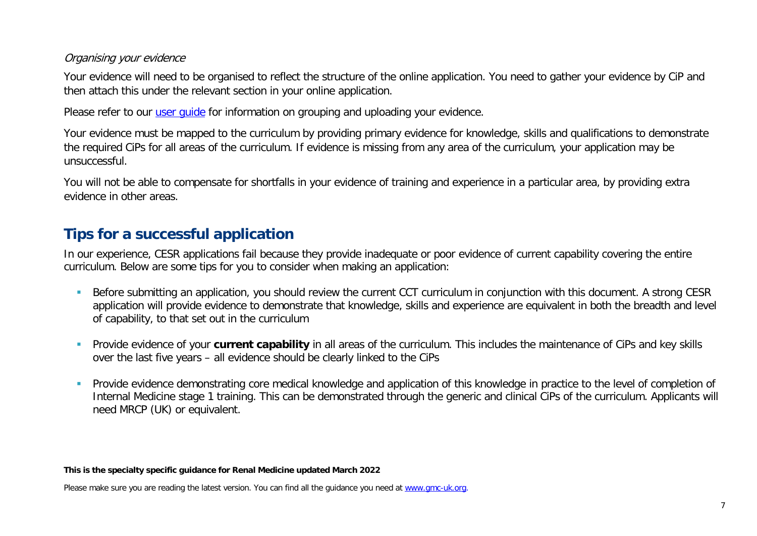*Organising your evidence*

Your evidence will need to be organised to reflect the structure of the online application. You need to gather your evidence by CiP and then attach this under the relevant section in your online application.

Please refer to our [user guide] for information on grouping and uploading your evidence.

Your evidence must be mapped to the curriculum by providing primary evidence for knowledge, skills and qualifications to demonstrate the required CiPs for all areas of the curriculum. If evidence is missing from any area of the curriculum, your application may be unsuccessful.

You will not be able to compensate for shortfalls in your evidence of training and experience in a particular area, by providing extra evidence in other areas.

## Tips for a successful application

In our experience, CESR applications fail because they provide inadequate or poor evidence of current capability covering the entire curriculum. Below are some tips for you to consider when making an application:

- Before submitting an application, you should review the current CCT curriculum in conjunction with this document. A strong CESR application will provide evidence to demonstrate that knowledge, skills and experience are equivalent in both the breadth and level of capability, to that set out in the curriculum
- Provide evidence of your **current capability** in all areas of the curriculum. This includes the maintenance of CiPs and key skills over the last five years – all evidence should be clearly linked to the CiPs
- Provide evidence demonstrating core medical knowledge and application of this knowledge in practice to the level of completion of Internal Medicine stage 1 training. This can be demonstrated through the generic and clinical CiPs of the curriculum. Applicants will need MRCP (UK) or equivalent.

**This is the specialty specific guidance for Renal Medicine updated March 2022**

Please make sure you are reading the latest version. You can find all the guidance you need at www.gmc-uk.org.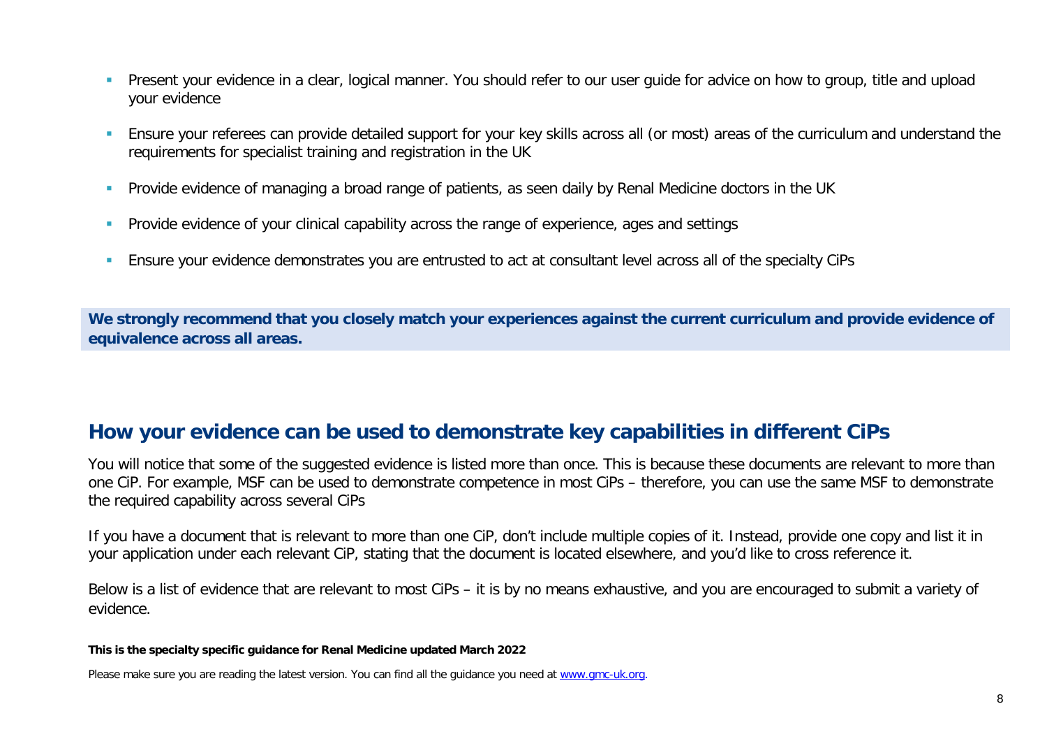- Present your evidence in a clear, logical manner. You should refer to our user guide for advice on how to group, title and upload your evidence
- Ensure your referees can provide detailed support for your key skills across all (or most) areas of the curriculum and understand the requirements for specialist training and registration in the UK
- Provide evidence of managing a broad range of patients, as seen daily by Renal Medicine doctors in the UK
- Provide evidence of your clinical capability across the range of experience, ages and settings
- Ensure your evidence demonstrates you are entrusted to act at consultant level across all of the specialty CiPs

**We strongly recommend that you closely match your experiences against the current curriculum and provide evidence of equivalence across all areas.**

## How your evidence can be used to demonstrate key capabilities in different CiPs

You will notice that some of the suggested evidence is listed more than once. This is because these documents are relevant to more than one CiP. For example, MSF can be used to demonstrate competence in most CiPs – therefore, you can use the same MSF to demonstrate the required capability across several CiPs

If you have a document that is relevant to more than one CiP, don't include multiple copies of it. Instead, provide one copy and list it in your application under each relevant CiP, stating that the document is located elsewhere, and you'd like to cross reference it.

Below is a list of evidence that are relevant to most CiPs – it is by no means exhaustive, and you are encouraged to submit a variety of evidence.

**This is the specialty specific guidance for Renal Medicine updated March 2022**

Please make sure you are reading the latest version. You can find all the guidance you need at [www.gmc-uk.org](www.gmc-uk.org).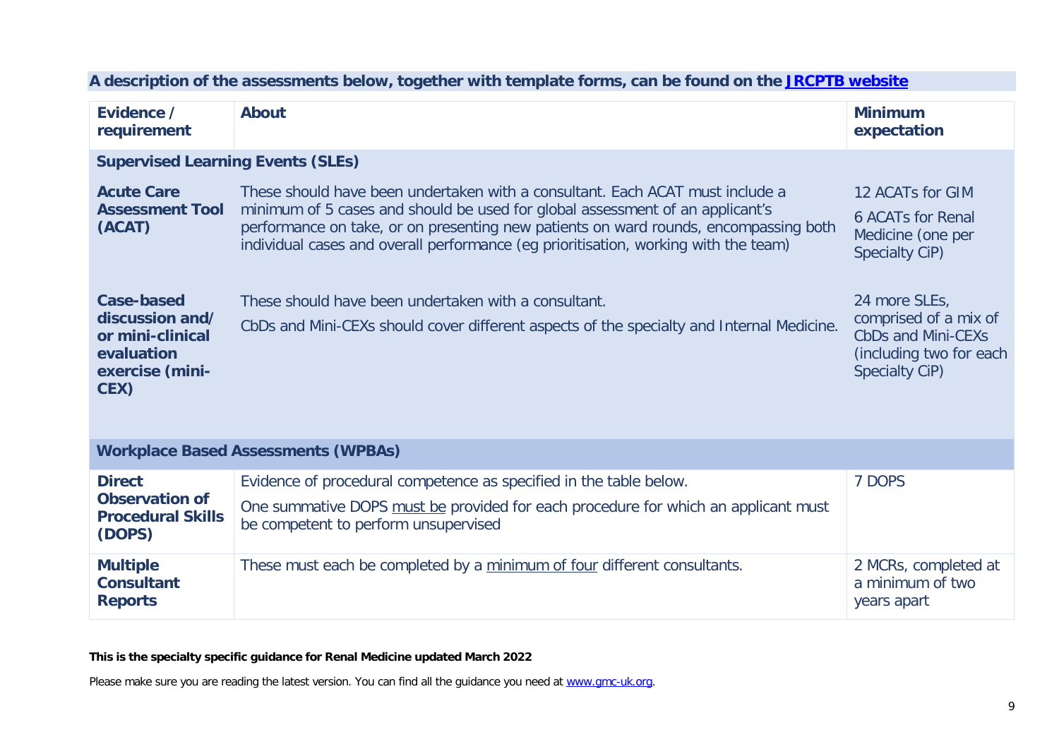**A description of the assessments below, together with template forms, can be found on the [JRCPTB website](#)**

| Evidence / requirement | About | Minimum expectation |
|---|---|---|
| **Supervised Learning Events (SLEs)** | | |
| **Acute Care Assessment Tool (ACAT)** | These should have been undertaken with a consultant. Each ACAT must include a minimum of 5 cases and should be used for global assessment of an applicant's performance on take, or on presenting new patients on ward rounds, encompassing both individual cases and overall performance (eg prioritisation, working with the team) | 12 ACATs for GIM<br><br>6 ACATs for Renal Medicine (one per Specialty CiP) |
| **Case-based discussion and/ or mini-clinical evaluation exercise (mini-CEX)** | These should have been undertaken with a consultant.<br><br>CbDs and Mini-CEXs should cover different aspects of the specialty and Internal Medicine. | 24 more SLEs, comprised of a mix of CbDs and Mini-CEXs (including two for each Specialty CiP) |
| **Workplace Based Assessments (WPBAs)** | | |
| **Direct Observation of Procedural Skills (DOPS)** | Evidence of procedural competence as specified in the table below.<br><br>One summative DOPS must be provided for each procedure for which an applicant must be competent to perform unsupervised | 7 DOPS |
| **Multiple Consultant Reports** | These must each be completed by a minimum of four different consultants. | 2 MCRs, completed at a minimum of two years apart |

**This is the specialty specific guidance for Renal Medicine updated March 2022**

Please make sure you are reading the latest version. You can find all the guidance you need at [www.gmc-uk.org](http://www.gmc-uk.org).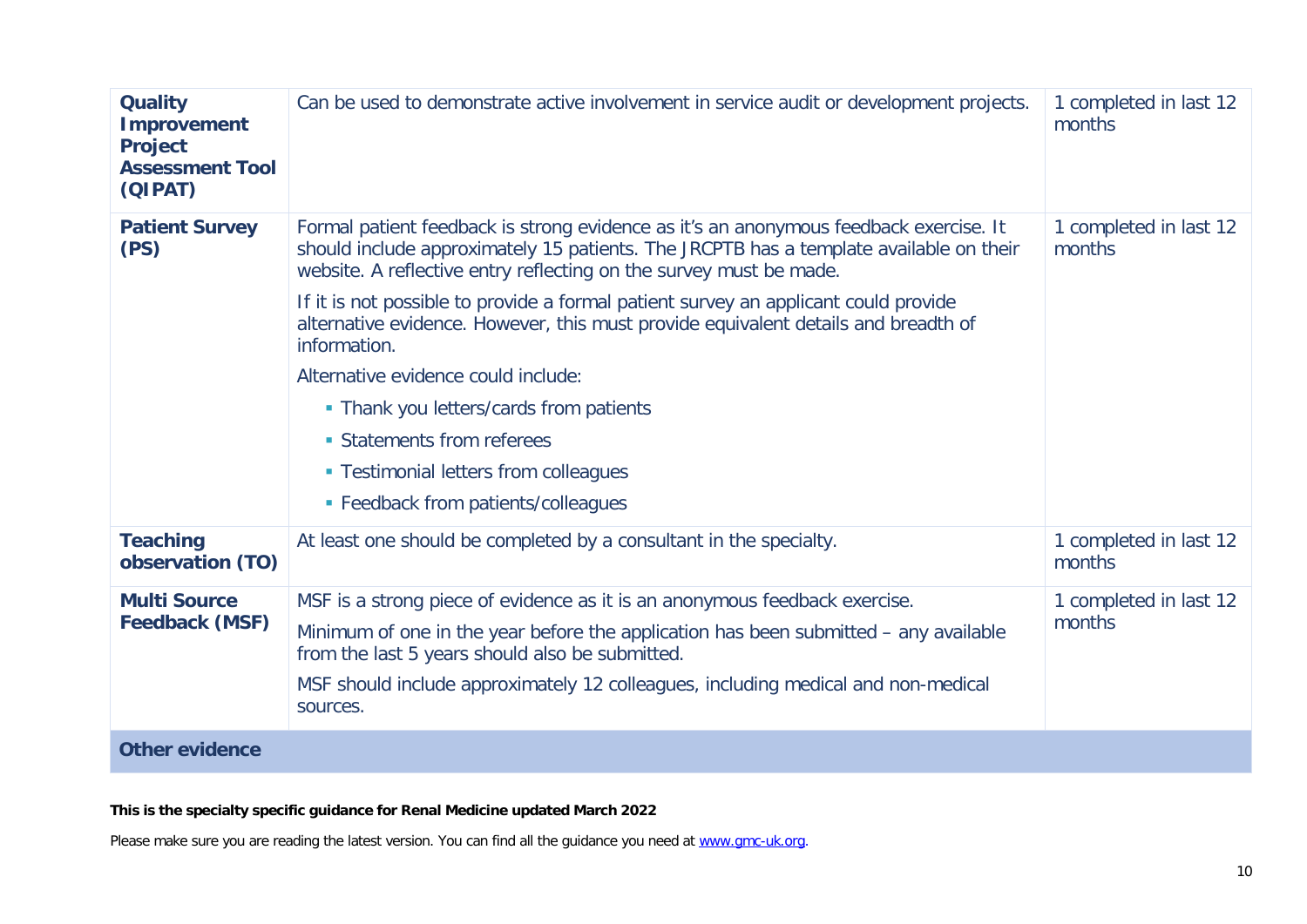| | | |
|---|---|---|
| **Quality Improvement Project Assessment Tool (QIPAT)** | Can be used to demonstrate active involvement in service audit or development projects. | 1 completed in last 12 months |
| **Patient Survey (PS)** | Formal patient feedback is strong evidence as it's an anonymous feedback exercise. It should include approximately 15 patients. The JRCPTB has a template available on their website. A reflective entry reflecting on the survey must be made.<br><br>If it is not possible to provide a formal patient survey an applicant could provide alternative evidence. However, this must provide equivalent details and breadth of information.<br><br>Alternative evidence could include:<br>- Thank you letters/cards from patients<br>- Statements from referees<br>- Testimonial letters from colleagues<br>- Feedback from patients/colleagues | 1 completed in last 12 months |
| **Teaching observation (TO)** | At least one should be completed by a consultant in the specialty. | 1 completed in last 12 months |
| **Multi Source Feedback (MSF)** | MSF is a strong piece of evidence as it is an anonymous feedback exercise.<br><br>Minimum of one in the year before the application has been submitted – any available from the last 5 years should also be submitted.<br><br>MSF should include approximately 12 colleagues, including medical and non-medical sources. | 1 completed in last 12 months |
| **Other evidence** | | |

**This is the specialty specific guidance for Renal Medicine updated March 2022**

Please make sure you are reading the latest version. You can find all the guidance you need at [www.gmc-uk.org](www.gmc-uk.org).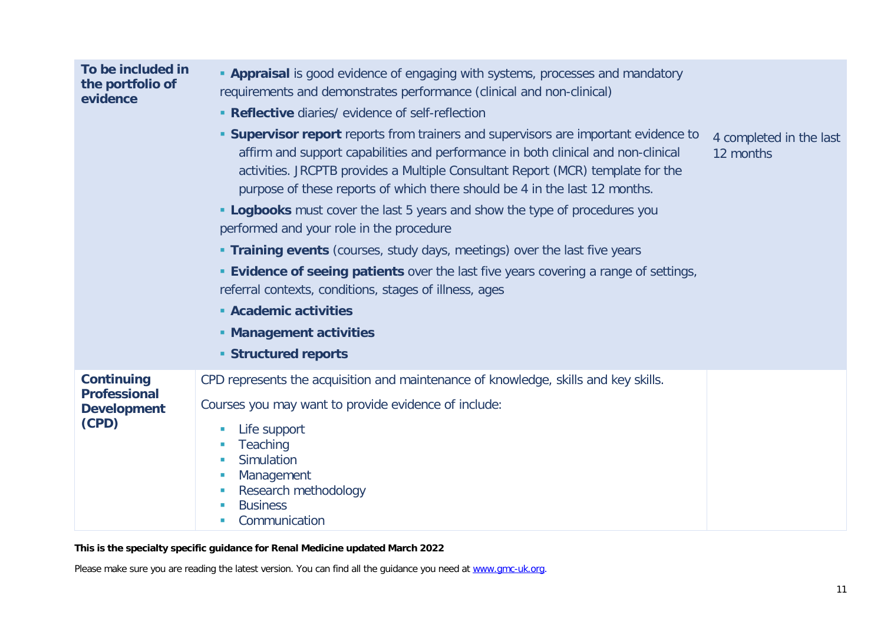| | | |
|---|---|---|
| **To be included in the portfolio of evidence** | ▪ **Appraisal** is good evidence of engaging with systems, processes and mandatory requirements and demonstrates performance (clinical and non-clinical)<br>▪ **Reflective** diaries/ evidence of self-reflection<br>▪ **Supervisor report** reports from trainers and supervisors are important evidence to affirm and support capabilities and performance in both clinical and non-clinical activities. JRCPTB provides a Multiple Consultant Report (MCR) template for the purpose of these reports of which there should be 4 in the last 12 months.<br>▪ **Logbooks** must cover the last 5 years and show the type of procedures you performed and your role in the procedure<br>▪ **Training events** (courses, study days, meetings) over the last five years<br>▪ **Evidence of seeing patients** over the last five years covering a range of settings, referral contexts, conditions, stages of illness, ages<br>▪ **Academic activities**<br>▪ **Management activities**<br>▪ **Structured reports** | 4 completed in the last 12 months |
| **Continuing Professional Development (CPD)** | CPD represents the acquisition and maintenance of knowledge, skills and key skills.<br>Courses you may want to provide evidence of include:<br>▪ Life support<br>▪ Teaching<br>▪ Simulation<br>▪ Management<br>▪ Research methodology<br>▪ Business<br>▪ Communication | |

**This is the specialty specific guidance for Renal Medicine updated March 2022**

Please make sure you are reading the latest version. You can find all the guidance you need at www.gmc-uk.org.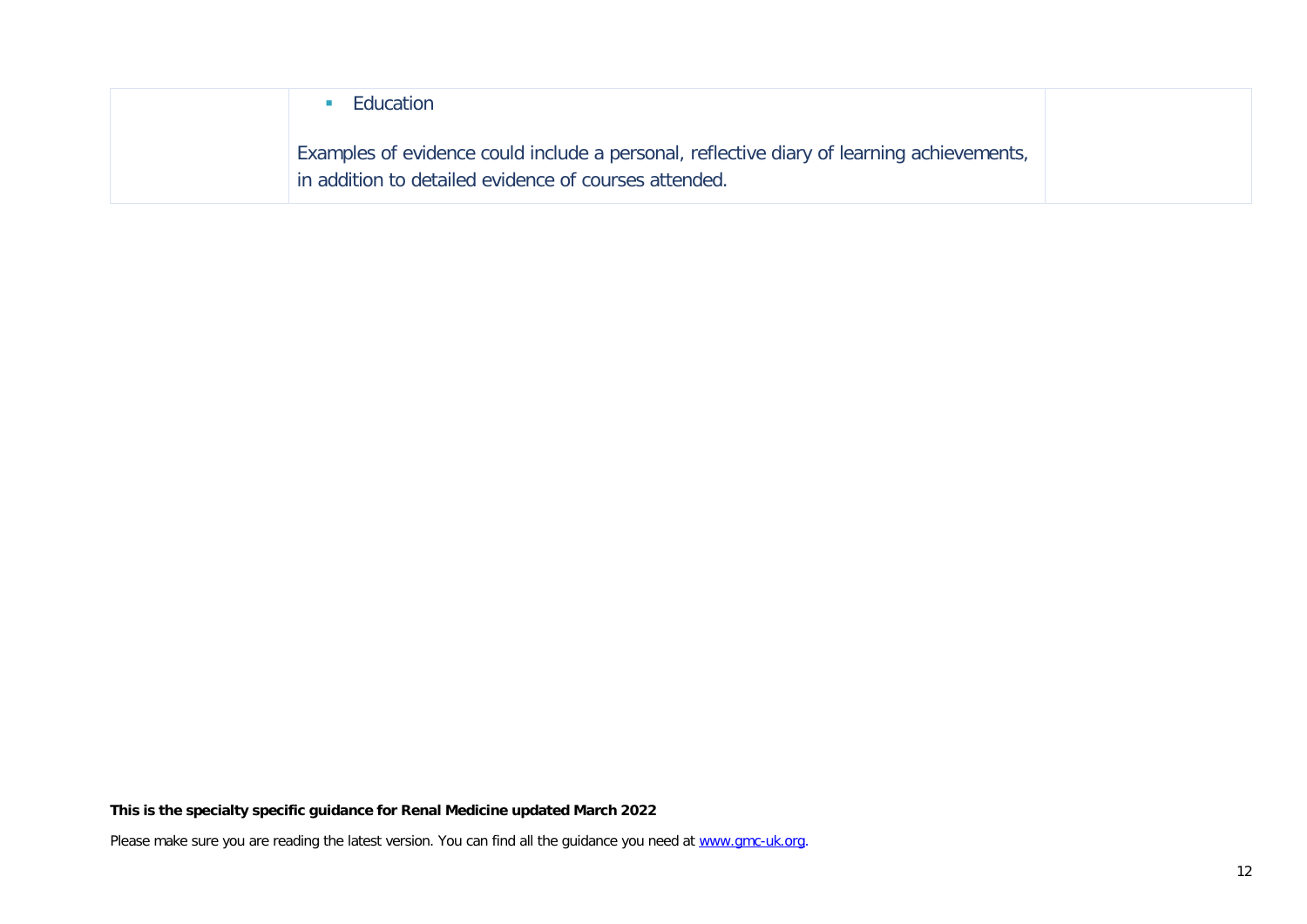|  |  |  |
| --- | --- | --- |
|  | ▪ Education<br><br>Examples of evidence could include a personal, reflective diary of learning achievements, in addition to detailed evidence of courses attended. |  |

**This is the specialty specific guidance for Renal Medicine updated March 2022**

Please make sure you are reading the latest version. You can find all the guidance you need at www.gmc-uk.org.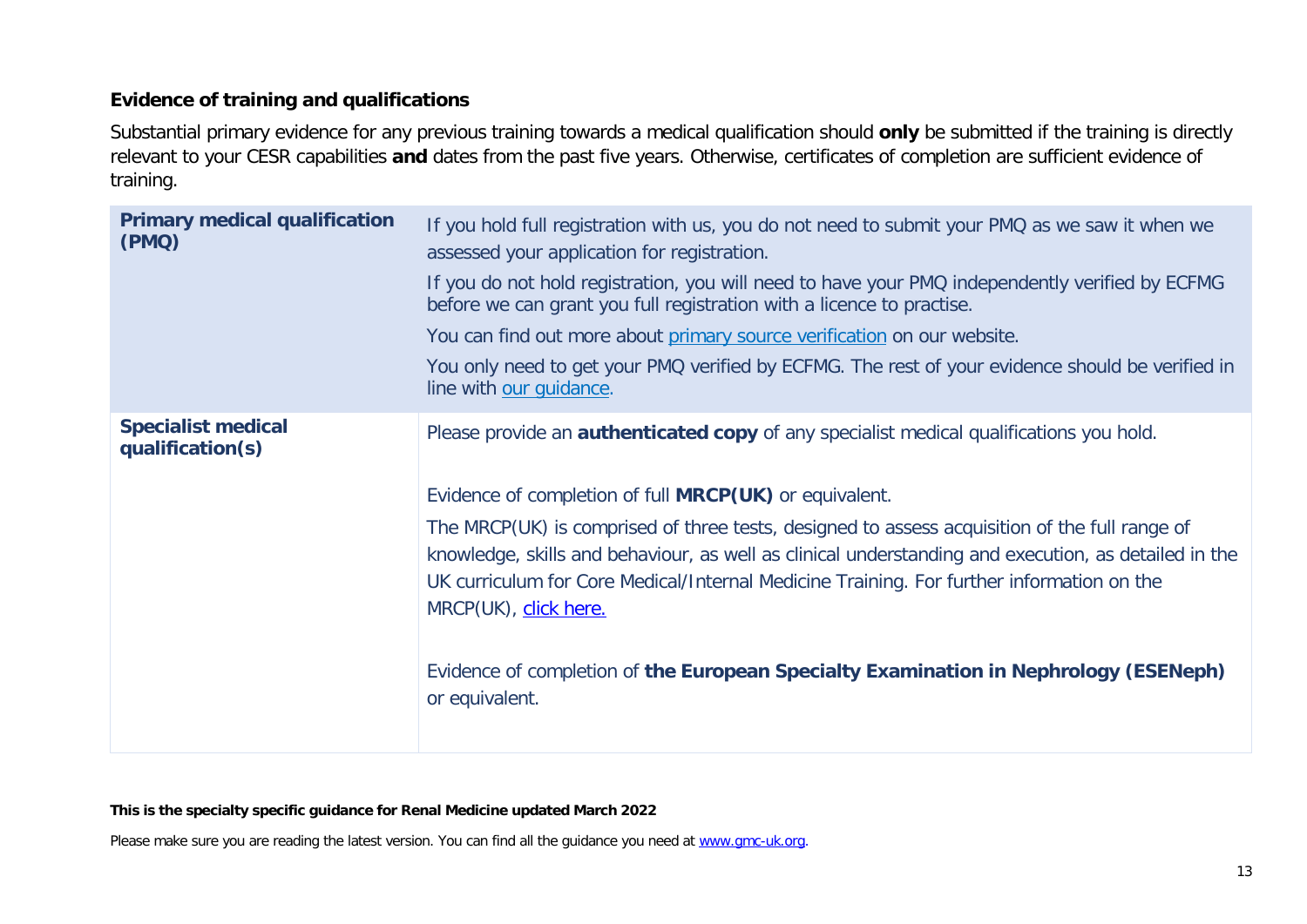### Evidence of training and qualifications

Substantial primary evidence for any previous training towards a medical qualification should **only** be submitted if the training is directly relevant to your CESR capabilities **and** dates from the past five years. Otherwise, certificates of completion are sufficient evidence of training.

| | |
|---|---|
| **Primary medical qualification (PMQ)** | If you hold full registration with us, you do not need to submit your PMQ as we saw it when we assessed your application for registration.<br><br>If you do not hold registration, you will need to have your PMQ independently verified by ECFMG before we can grant you full registration with a licence to practise.<br><br>You can find out more about [primary source verification](#) on our website.<br><br>You only need to get your PMQ verified by ECFMG. The rest of your evidence should be verified in line with [our guidance](#). |
| **Specialist medical qualification(s)** | Please provide an **authenticated copy** of any specialist medical qualifications you hold.<br><br>Evidence of completion of full **MRCP(UK)** or equivalent.<br><br>The MRCP(UK) is comprised of three tests, designed to assess acquisition of the full range of knowledge, skills and behaviour, as well as clinical understanding and execution, as detailed in the UK curriculum for Core Medical/Internal Medicine Training. For further information on the MRCP(UK), [click here.](#)<br><br>Evidence of completion of **the European Specialty Examination in Nephrology (ESENeph)** or equivalent. |

**This is the specialty specific guidance for Renal Medicine updated March 2022**

Please make sure you are reading the latest version. You can find all the guidance you need at [www.gmc-uk.org](www.gmc-uk.org).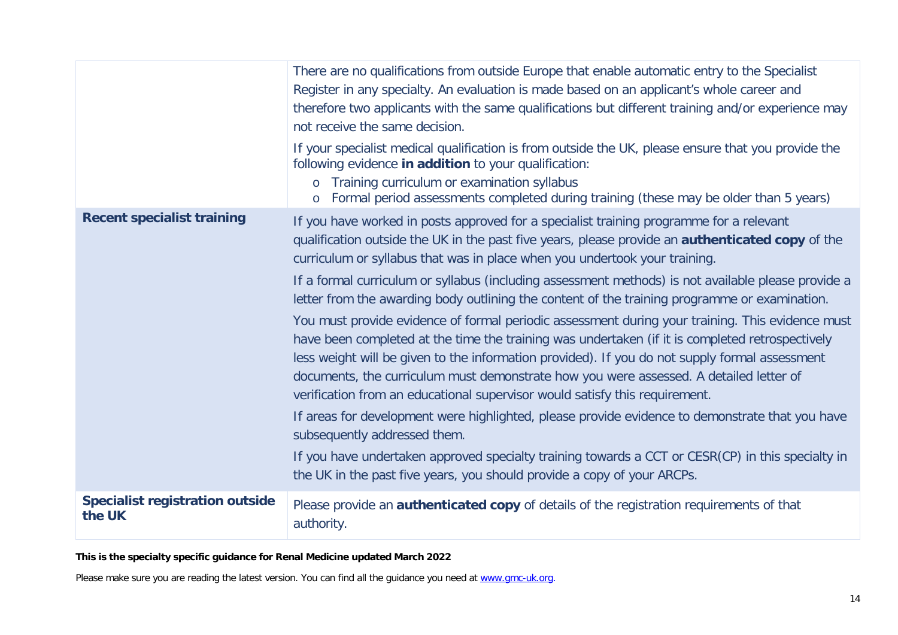| | |
|---|---|
| | There are no qualifications from outside Europe that enable automatic entry to the Specialist Register in any specialty. An evaluation is made based on an applicant's whole career and therefore two applicants with the same qualifications but different training and/or experience may not receive the same decision.<br><br>If your specialist medical qualification is from outside the UK, please ensure that you provide the following evidence **in addition** to your qualification:<br>o Training curriculum or examination syllabus<br>o Formal period assessments completed during training (these may be older than 5 years) |
| **Recent specialist training** | If you have worked in posts approved for a specialist training programme for a relevant qualification outside the UK in the past five years, please provide an **authenticated copy** of the curriculum or syllabus that was in place when you undertook your training.<br><br>If a formal curriculum or syllabus (including assessment methods) is not available please provide a letter from the awarding body outlining the content of the training programme or examination.<br><br>You must provide evidence of formal periodic assessment during your training. This evidence must have been completed at the time the training was undertaken (if it is completed retrospectively less weight will be given to the information provided). If you do not supply formal assessment documents, the curriculum must demonstrate how you were assessed. A detailed letter of verification from an educational supervisor would satisfy this requirement.<br><br>If areas for development were highlighted, please provide evidence to demonstrate that you have subsequently addressed them.<br><br>If you have undertaken approved specialty training towards a CCT or CESR(CP) in this specialty in the UK in the past five years, you should provide a copy of your ARCPs. |
| **Specialist registration outside the UK** | Please provide an **authenticated copy** of details of the registration requirements of that authority. |

**This is the specialty specific guidance for Renal Medicine updated March 2022**

Please make sure you are reading the latest version. You can find all the guidance you need at [www.gmc-uk.org](http://www.gmc-uk.org).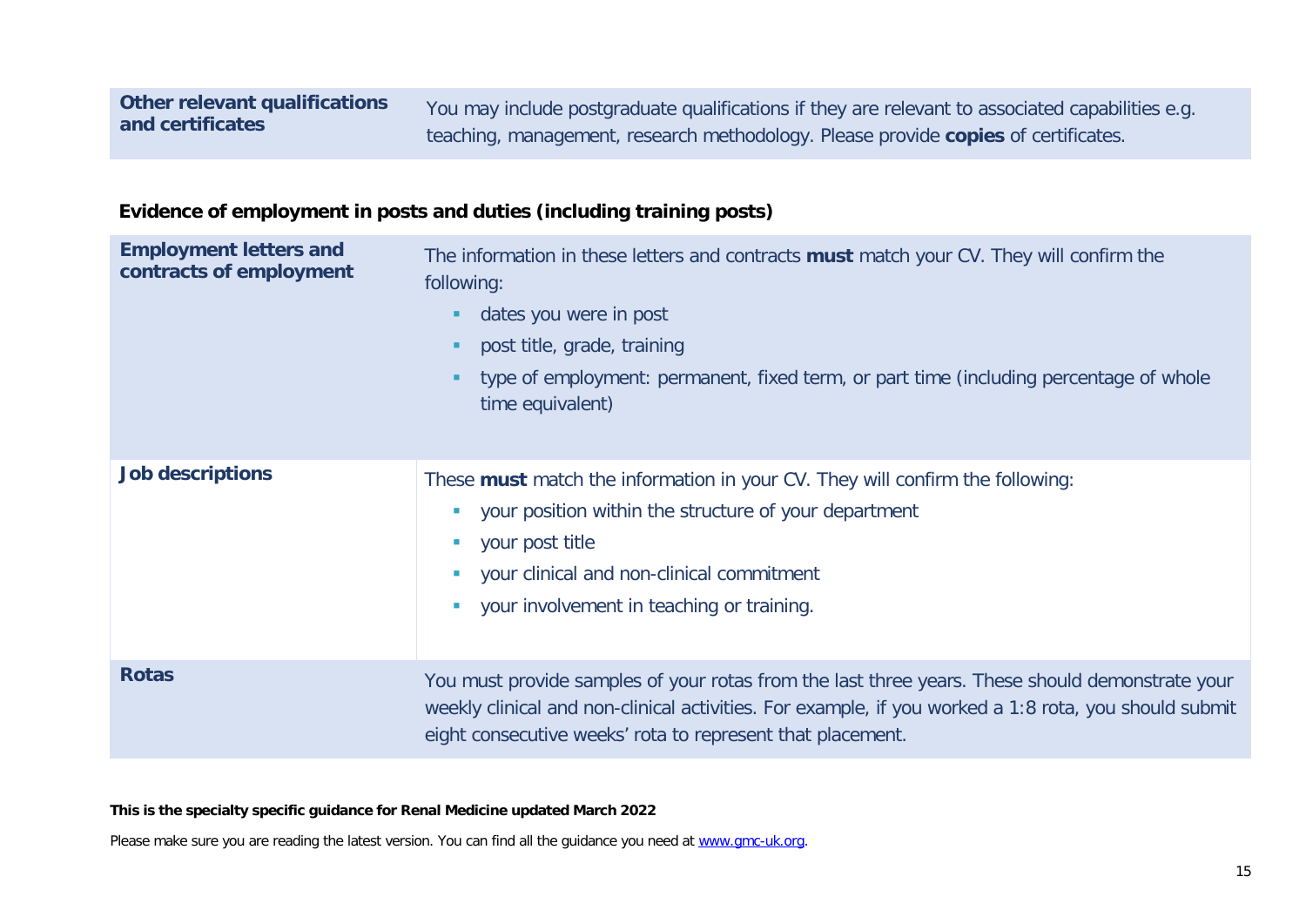| **Other relevant qualifications and certificates** | You may include postgraduate qualifications if they are relevant to associated capabilities e.g. teaching, management, research methodology. Please provide **copies** of certificates. |
|---|---|

**Evidence of employment in posts and duties (including training posts)**

| | |
|---|---|
| **Employment letters and contracts of employment** | The information in these letters and contracts **must** match your CV. They will confirm the following:<br>- dates you were in post<br>- post title, grade, training<br>- type of employment: permanent, fixed term, or part time (including percentage of whole time equivalent) |
| **Job descriptions** | These **must** match the information in your CV. They will confirm the following:<br>- your position within the structure of your department<br>- your post title<br>- your clinical and non-clinical commitment<br>- your involvement in teaching or training. |
| **Rotas** | You must provide samples of your rotas from the last three years. These should demonstrate your weekly clinical and non-clinical activities. For example, if you worked a 1:8 rota, you should submit eight consecutive weeks' rota to represent that placement. |

**This is the specialty specific guidance for Renal Medicine updated March 2022**

Please make sure you are reading the latest version. You can find all the guidance you need at www.gmc-uk.org.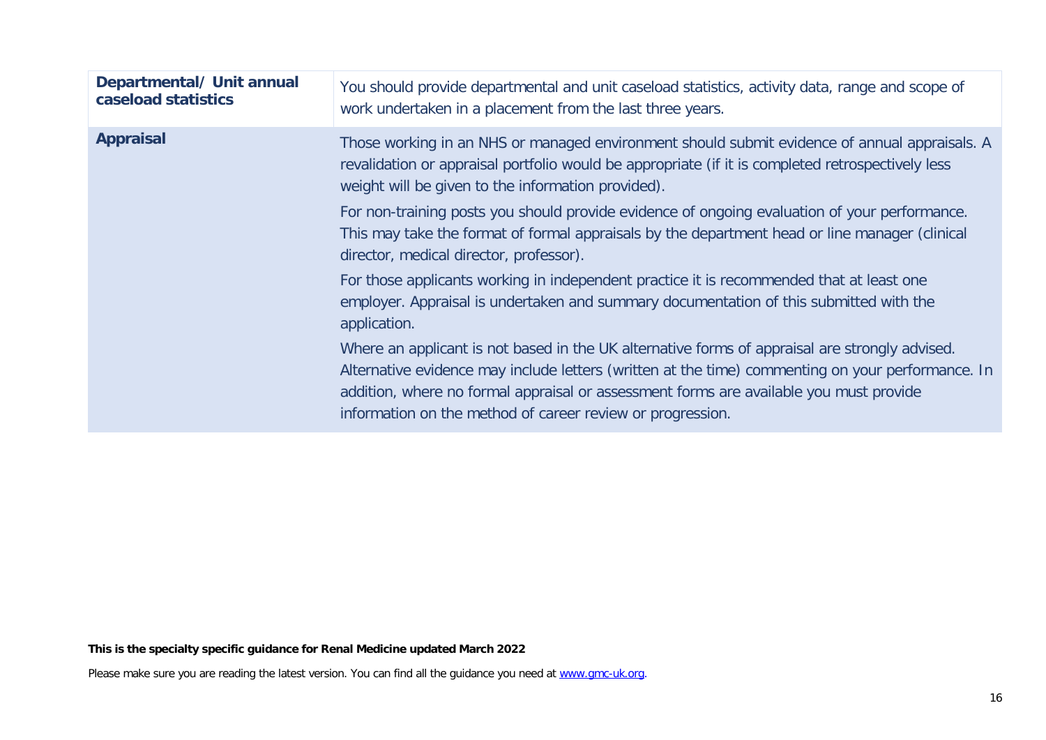| | |
|---|---|
| **Departmental/ Unit annual caseload statistics** | You should provide departmental and unit caseload statistics, activity data, range and scope of work undertaken in a placement from the last three years. |
| **Appraisal** | Those working in an NHS or managed environment should submit evidence of annual appraisals. A revalidation or appraisal portfolio would be appropriate (if it is completed retrospectively less weight will be given to the information provided).<br><br>For non-training posts you should provide evidence of ongoing evaluation of your performance. This may take the format of formal appraisals by the department head or line manager (clinical director, medical director, professor).<br><br>For those applicants working in independent practice it is recommended that at least one employer. Appraisal is undertaken and summary documentation of this submitted with the application.<br><br>Where an applicant is not based in the UK alternative forms of appraisal are strongly advised. Alternative evidence may include letters (written at the time) commenting on your performance. In addition, where no formal appraisal or assessment forms are available you must provide information on the method of career review or progression. |

**This is the specialty specific guidance for Renal Medicine updated March 2022**

Please make sure you are reading the latest version. You can find all the guidance you need at [www.gmc-uk.org](http://www.gmc-uk.org).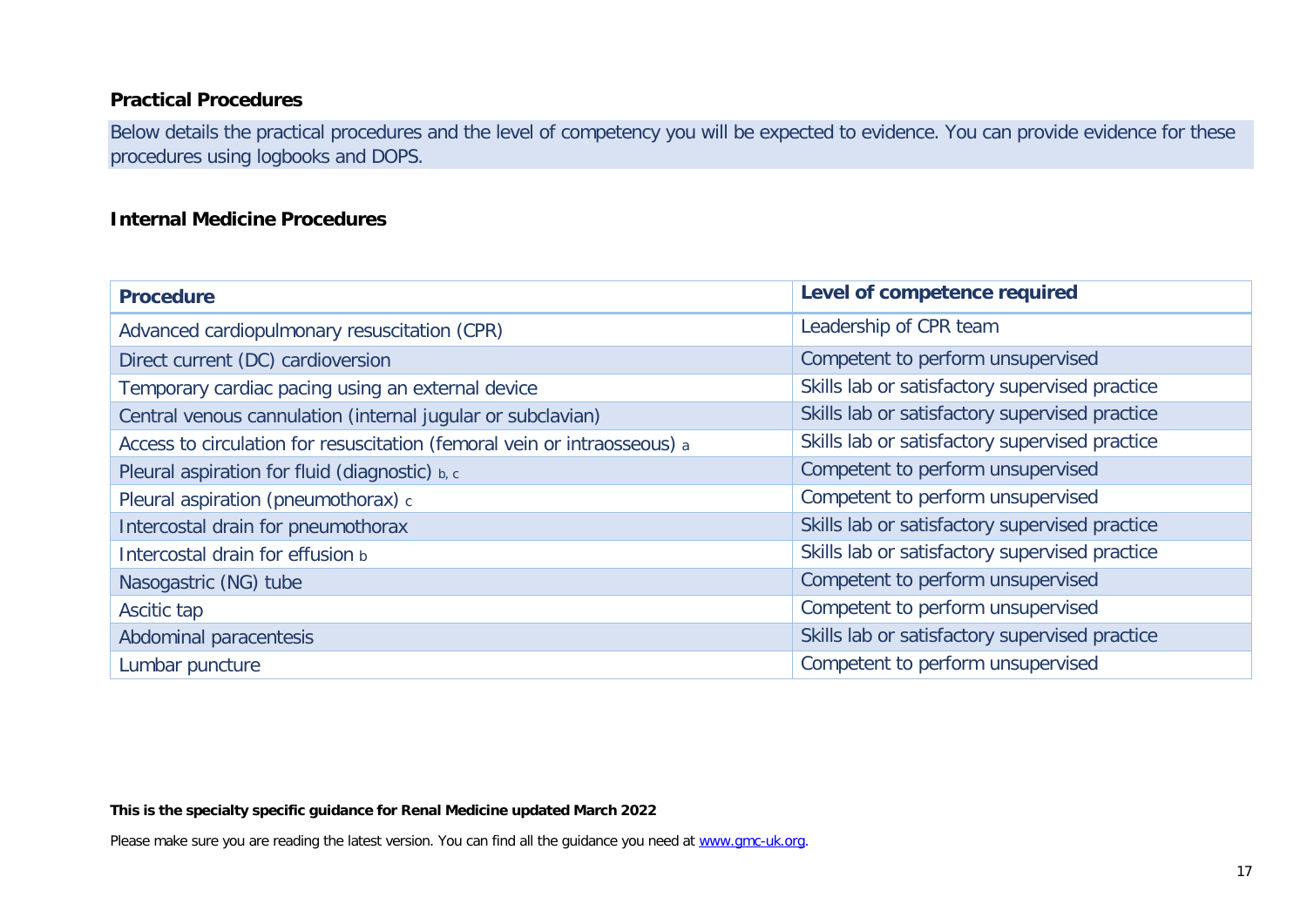## Practical Procedures

Below details the practical procedures and the level of competency you will be expected to evidence. You can provide evidence for these procedures using logbooks and DOPS.

### Internal Medicine Procedures

| Procedure | Level of competence required |
|---|---|
| Advanced cardiopulmonary resuscitation (CPR) | Leadership of CPR team |
| Direct current (DC) cardioversion | Competent to perform unsupervised |
| Temporary cardiac pacing using an external device | Skills lab or satisfactory supervised practice |
| Central venous cannulation (internal jugular or subclavian) | Skills lab or satisfactory supervised practice |
| Access to circulation for resuscitation (femoral vein or intraosseous) [a] | Skills lab or satisfactory supervised practice |
| Pleural aspiration for fluid (diagnostic) [b, c] | Competent to perform unsupervised |
| Pleural aspiration (pneumothorax) [c] | Competent to perform unsupervised |
| Intercostal drain for pneumothorax | Skills lab or satisfactory supervised practice |
| Intercostal drain for effusion [b] | Skills lab or satisfactory supervised practice |
| Nasogastric (NG) tube | Competent to perform unsupervised |
| Ascitic tap | Competent to perform unsupervised |
| Abdominal paracentesis | Skills lab or satisfactory supervised practice |
| Lumbar puncture | Competent to perform unsupervised |

**This is the specialty specific guidance for Renal Medicine updated March 2022**

Please make sure you are reading the latest version. You can find all the guidance you need at [www.gmc-uk.org](http://www.gmc-uk.org).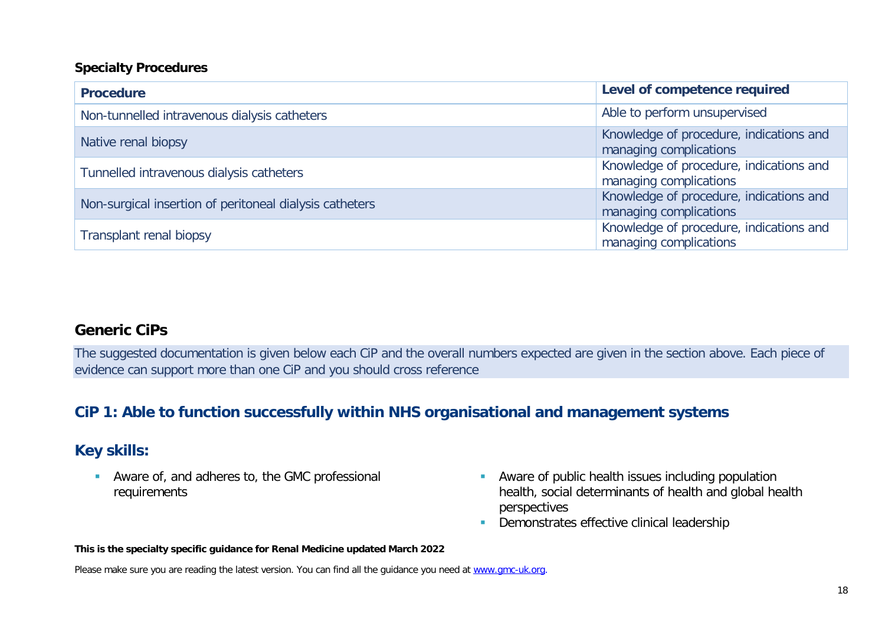### Specialty Procedures

| Procedure | Level of competence required |
| --- | --- |
| Non-tunnelled intravenous dialysis catheters | Able to perform unsupervised |
| Native renal biopsy | Knowledge of procedure, indications and managing complications |
| Tunnelled intravenous dialysis catheters | Knowledge of procedure, indications and managing complications |
| Non-surgical insertion of peritoneal dialysis catheters | Knowledge of procedure, indications and managing complications |
| Transplant renal biopsy | Knowledge of procedure, indications and managing complications |

## Generic CiPs

The suggested documentation is given below each CiP and the overall numbers expected are given in the section above. Each piece of evidence can support more than one CiP and you should cross reference

## CiP 1: Able to function successfully within NHS organisational and management systems

## Key skills:

- Aware of, and adheres to, the GMC professional requirements
- Aware of public health issues including population health, social determinants of health and global health perspectives
- Demonstrates effective clinical leadership

**This is the specialty specific guidance for Renal Medicine updated March 2022**

Please make sure you are reading the latest version. You can find all the guidance you need at [www.gmc-uk.org](www.gmc-uk.org).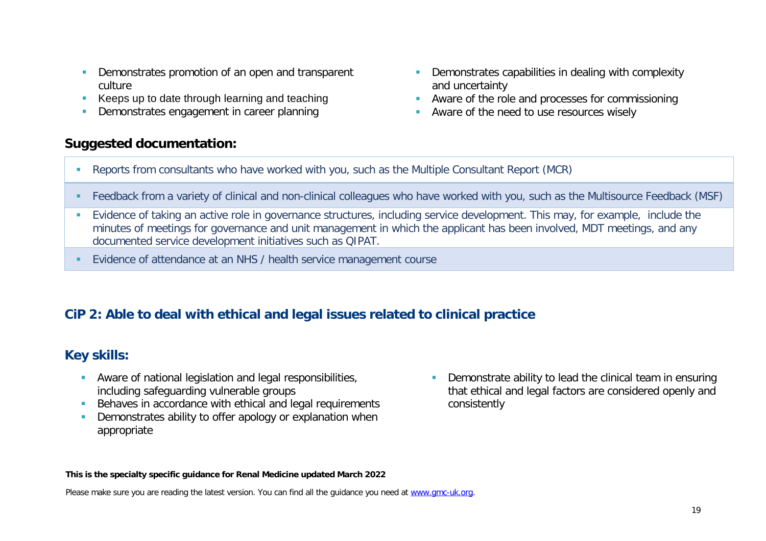- Demonstrates promotion of an open and transparent culture
- Keeps up to date through learning and teaching
- Demonstrates engagement in career planning
- Demonstrates capabilities in dealing with complexity and uncertainty
- Aware of the role and processes for commissioning
- Aware of the need to use resources wisely

### Suggested documentation:

- Reports from consultants who have worked with you, such as the Multiple Consultant Report (MCR)
- Feedback from a variety of clinical and non-clinical colleagues who have worked with you, such as the Multisource Feedback (MSF)
- Evidence of taking an active role in governance structures, including service development. This may, for example, include the minutes of meetings for governance and unit management in which the applicant has been involved, MDT meetings, and any documented service development initiatives such as QIPAT.
- Evidence of attendance at an NHS / health service management course

## CiP 2: Able to deal with ethical and legal issues related to clinical practice

### Key skills:

- Aware of national legislation and legal responsibilities, including safeguarding vulnerable groups
- Behaves in accordance with ethical and legal requirements
- Demonstrates ability to offer apology or explanation when appropriate
- Demonstrate ability to lead the clinical team in ensuring that ethical and legal factors are considered openly and consistently

**This is the specialty specific guidance for Renal Medicine updated March 2022**

Please make sure you are reading the latest version. You can find all the guidance you need at www.gmc-uk.org.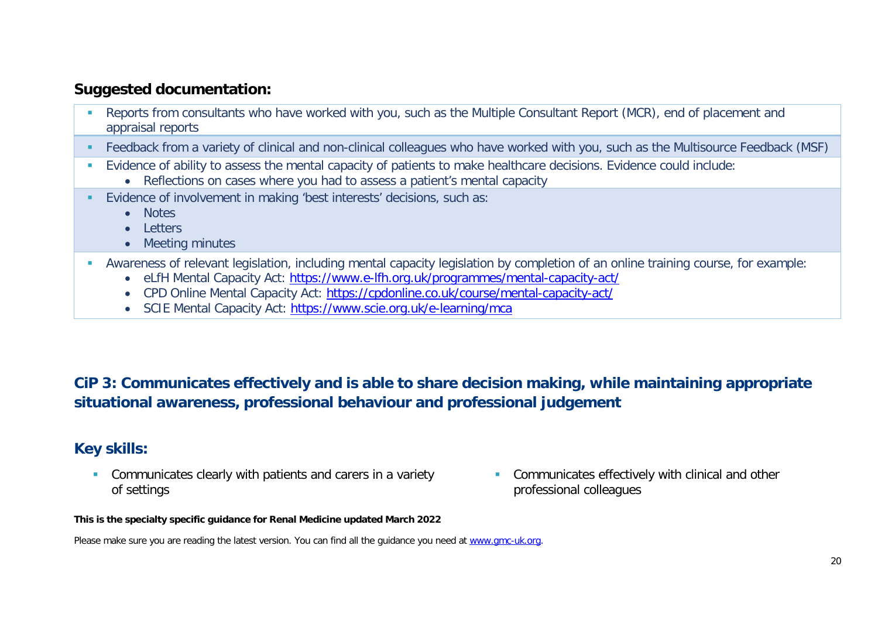## Suggested documentation:

- Reports from consultants who have worked with you, such as the Multiple Consultant Report (MCR), end of placement and appraisal reports
- Feedback from a variety of clinical and non-clinical colleagues who have worked with you, such as the Multisource Feedback (MSF)
- Evidence of ability to assess the mental capacity of patients to make healthcare decisions. Evidence could include:
  - Reflections on cases where you had to assess a patient's mental capacity
- Evidence of involvement in making 'best interests' decisions, such as:
  - Notes
  - Letters
  - Meeting minutes
- Awareness of relevant legislation, including mental capacity legislation by completion of an online training course, for example:
  - eLfH Mental Capacity Act: https://www.e-lfh.org.uk/programmes/mental-capacity-act/
  - CPD Online Mental Capacity Act: https://cpdonline.co.uk/course/mental-capacity-act/
  - SCIE Mental Capacity Act: https://www.scie.org.uk/e-learning/mca

## CiP 3: Communicates effectively and is able to share decision making, while maintaining appropriate situational awareness, professional behaviour and professional judgement

### Key skills:

- Communicates clearly with patients and carers in a variety of settings
- Communicates effectively with clinical and other professional colleagues

**This is the specialty specific guidance for Renal Medicine updated March 2022**

Please make sure you are reading the latest version. You can find all the guidance you need at www.gmc-uk.org.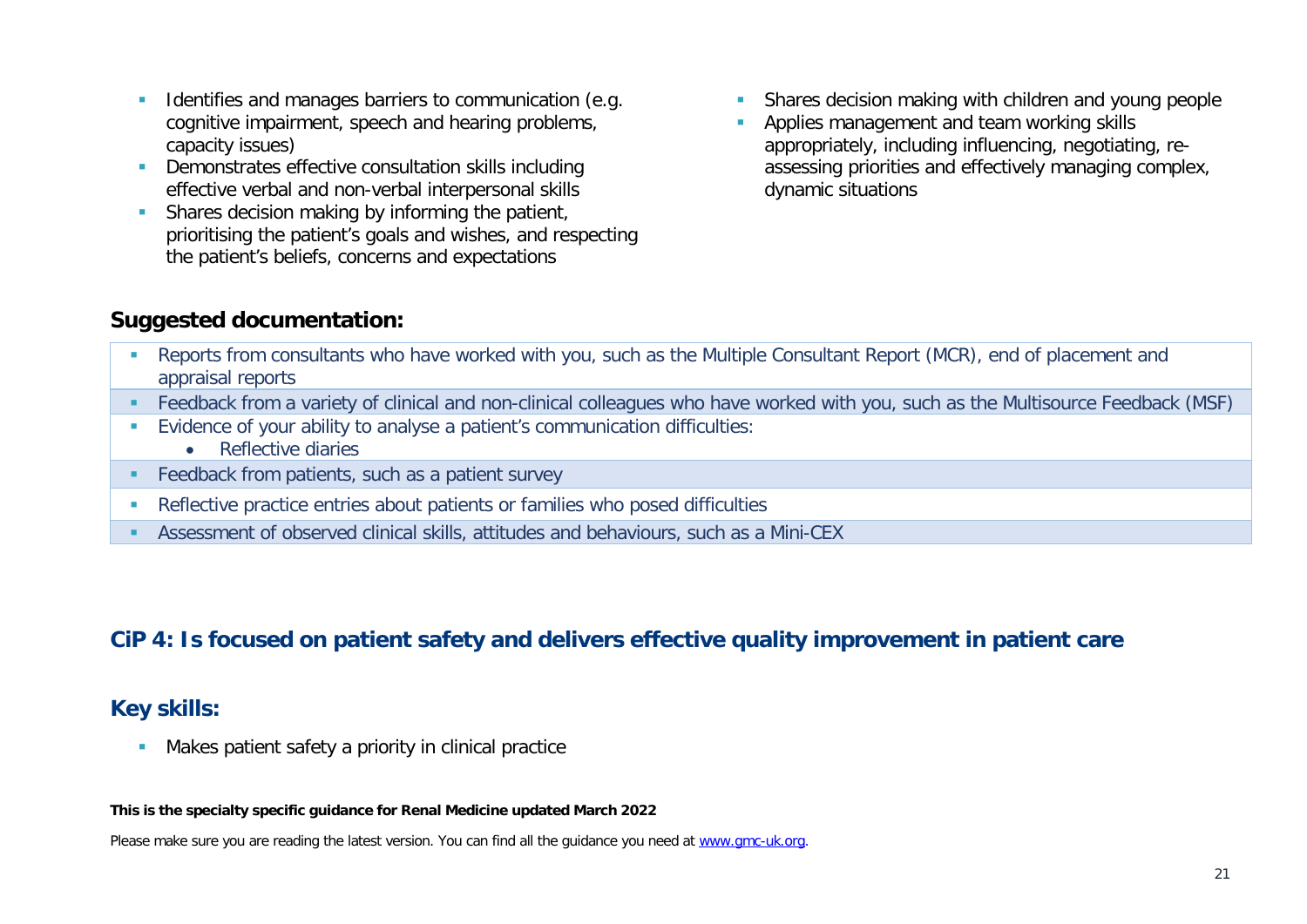- Identifies and manages barriers to communication (e.g. cognitive impairment, speech and hearing problems, capacity issues)
- Demonstrates effective consultation skills including effective verbal and non-verbal interpersonal skills
- Shares decision making by informing the patient, prioritising the patient's goals and wishes, and respecting the patient's beliefs, concerns and expectations
- Shares decision making with children and young people
- Applies management and team working skills appropriately, including influencing, negotiating, re-assessing priorities and effectively managing complex, dynamic situations

## Suggested documentation:

- Reports from consultants who have worked with you, such as the Multiple Consultant Report (MCR), end of placement and appraisal reports
- Feedback from a variety of clinical and non-clinical colleagues who have worked with you, such as the Multisource Feedback (MSF)
- Evidence of your ability to analyse a patient's communication difficulties:
    - Reflective diaries
- Feedback from patients, such as a patient survey
- Reflective practice entries about patients or families who posed difficulties
- Assessment of observed clinical skills, attitudes and behaviours, such as a Mini-CEX

## CiP 4: Is focused on patient safety and delivers effective quality improvement in patient care

## Key skills:

- Makes patient safety a priority in clinical practice

**This is the specialty specific guidance for Renal Medicine updated March 2022**

Please make sure you are reading the latest version. You can find all the guidance you need at www.gmc-uk.org.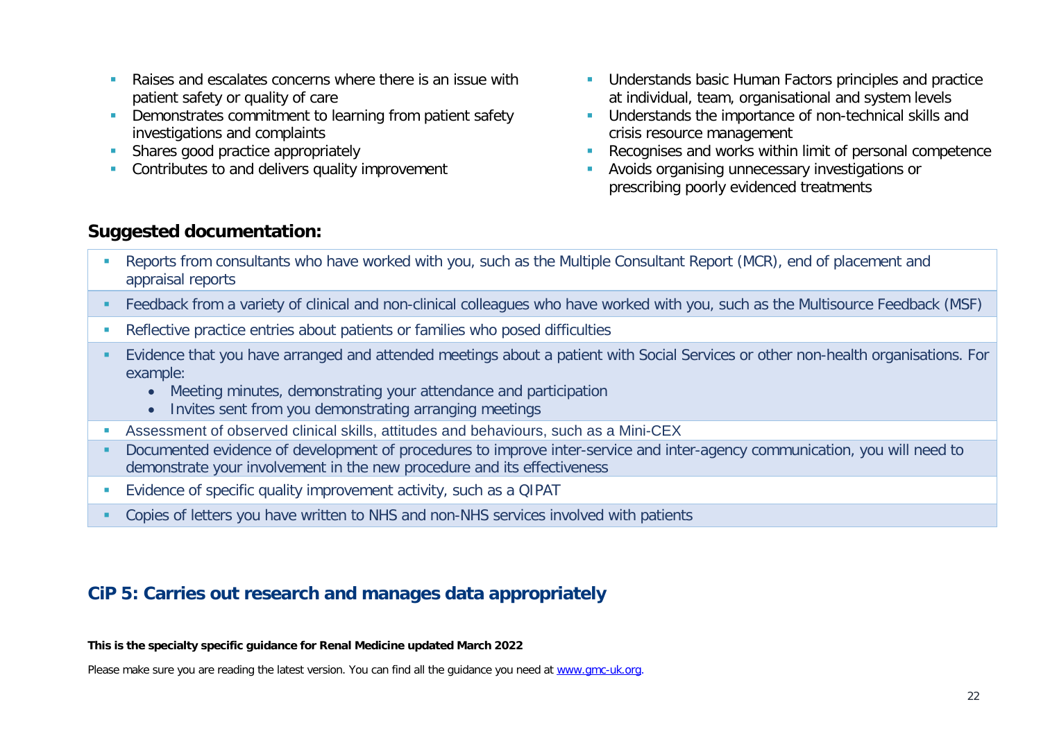- Raises and escalates concerns where there is an issue with patient safety or quality of care
- Demonstrates commitment to learning from patient safety investigations and complaints
- Shares good practice appropriately
- Contributes to and delivers quality improvement
- Understands basic Human Factors principles and practice at individual, team, organisational and system levels
- Understands the importance of non-technical skills and crisis resource management
- Recognises and works within limit of personal competence
- Avoids organising unnecessary investigations or prescribing poorly evidenced treatments

## Suggested documentation:

- Reports from consultants who have worked with you, such as the Multiple Consultant Report (MCR), end of placement and appraisal reports
- Feedback from a variety of clinical and non-clinical colleagues who have worked with you, such as the Multisource Feedback (MSF)
- Reflective practice entries about patients or families who posed difficulties
- Evidence that you have arranged and attended meetings about a patient with Social Services or other non-health organisations. For example:
  - Meeting minutes, demonstrating your attendance and participation
  - Invites sent from you demonstrating arranging meetings
- Assessment of observed clinical skills, attitudes and behaviours, such as a Mini-CEX
- Documented evidence of development of procedures to improve inter-service and inter-agency communication, you will need to demonstrate your involvement in the new procedure and its effectiveness
- Evidence of specific quality improvement activity, such as a QIPAT
- Copies of letters you have written to NHS and non-NHS services involved with patients

## CiP 5: Carries out research and manages data appropriately

**This is the specialty specific guidance for Renal Medicine updated March 2022**

Please make sure you are reading the latest version. You can find all the guidance you need at [www.gmc-uk.org](www.gmc-uk.org).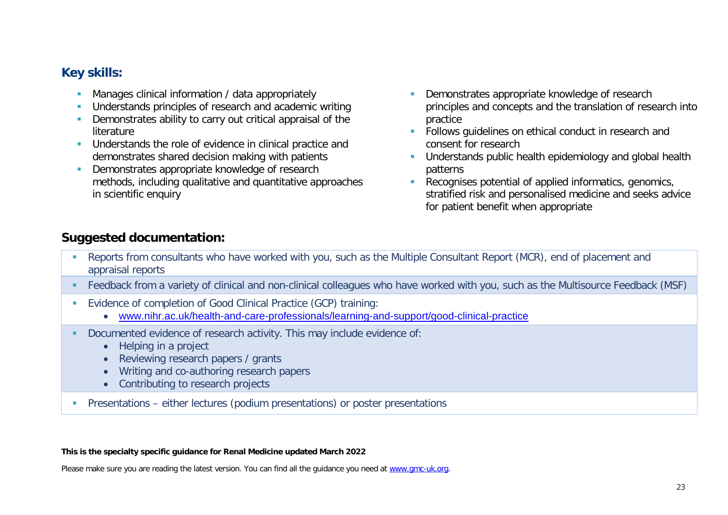## Key skills:

- Manages clinical information / data appropriately
- Understands principles of research and academic writing
- Demonstrates ability to carry out critical appraisal of the literature
- Understands the role of evidence in clinical practice and demonstrates shared decision making with patients
- Demonstrates appropriate knowledge of research methods, including qualitative and quantitative approaches in scientific enquiry
- Demonstrates appropriate knowledge of research principles and concepts and the translation of research into practice
- Follows guidelines on ethical conduct in research and consent for research
- Understands public health epidemiology and global health patterns
- Recognises potential of applied informatics, genomics, stratified risk and personalised medicine and seeks advice for patient benefit when appropriate

## Suggested documentation:

- Reports from consultants who have worked with you, such as the Multiple Consultant Report (MCR), end of placement and appraisal reports
- Feedback from a variety of clinical and non-clinical colleagues who have worked with you, such as the Multisource Feedback (MSF)
- Evidence of completion of Good Clinical Practice (GCP) training:
  - [www.nihr.ac.uk/health-and-care-professionals/learning-and-support/good-clinical-practice](http://www.nihr.ac.uk/health-and-care-professionals/learning-and-support/good-clinical-practice)
- Documented evidence of research activity. This may include evidence of:
  - Helping in a project
  - Reviewing research papers / grants
  - Writing and co-authoring research papers
  - Contributing to research projects
- Presentations – either lectures (podium presentations) or poster presentations

**This is the specialty specific guidance for Renal Medicine updated March 2022**

Please make sure you are reading the latest version. You can find all the guidance you need at [www.gmc-uk.org](http://www.gmc-uk.org).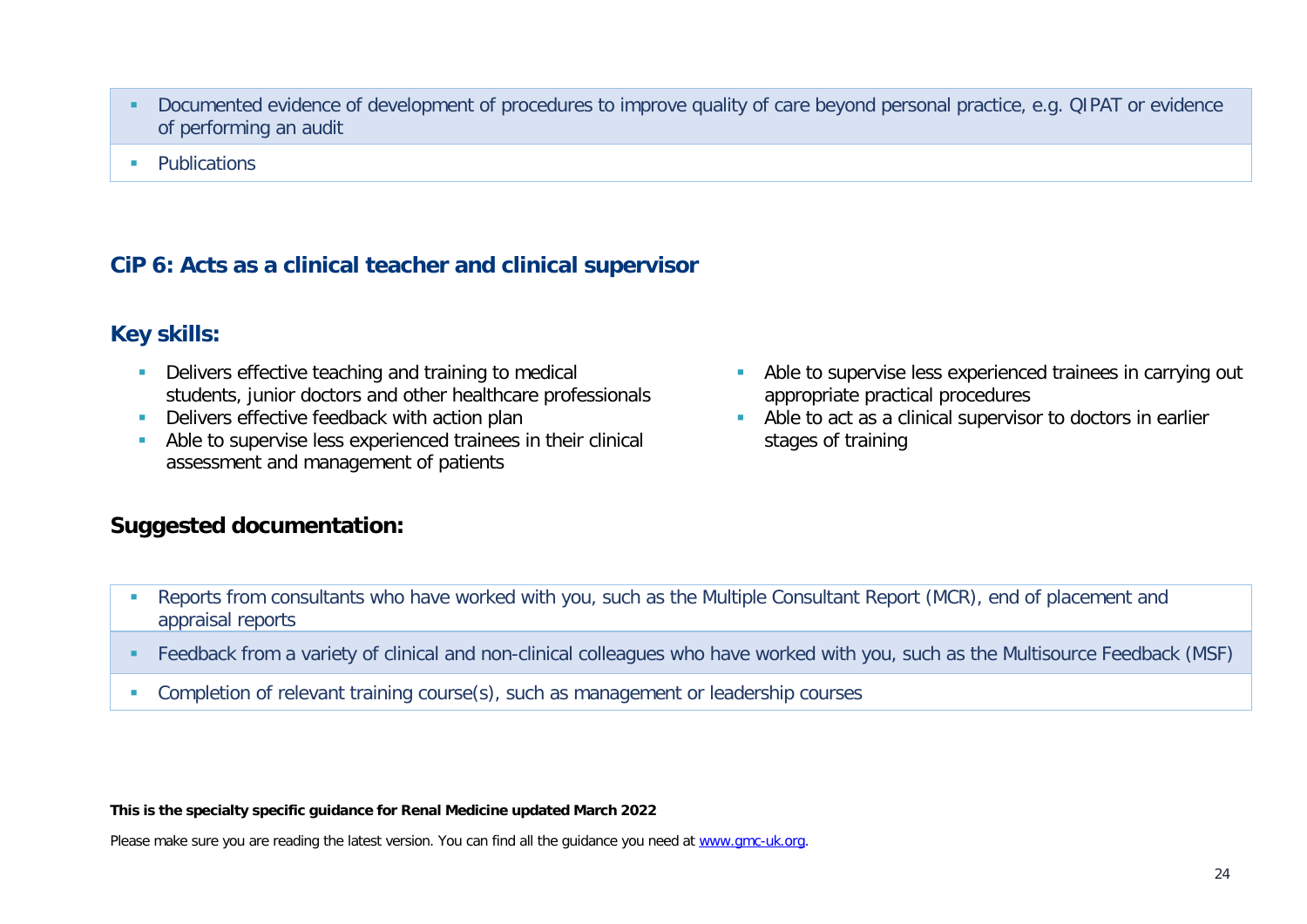- Documented evidence of development of procedures to improve quality of care beyond personal practice, e.g. QIPAT or evidence of performing an audit
- Publications

## CiP 6: Acts as a clinical teacher and clinical supervisor

### Key skills:

- Delivers effective teaching and training to medical students, junior doctors and other healthcare professionals
- Delivers effective feedback with action plan
- Able to supervise less experienced trainees in their clinical assessment and management of patients
- Able to supervise less experienced trainees in carrying out appropriate practical procedures
- Able to act as a clinical supervisor to doctors in earlier stages of training

### Suggested documentation:

- Reports from consultants who have worked with you, such as the Multiple Consultant Report (MCR), end of placement and appraisal reports
- Feedback from a variety of clinical and non-clinical colleagues who have worked with you, such as the Multisource Feedback (MSF)
- Completion of relevant training course(s), such as management or leadership courses

**This is the specialty specific guidance for Renal Medicine updated March 2022**

Please make sure you are reading the latest version. You can find all the guidance you need at www.gmc-uk.org.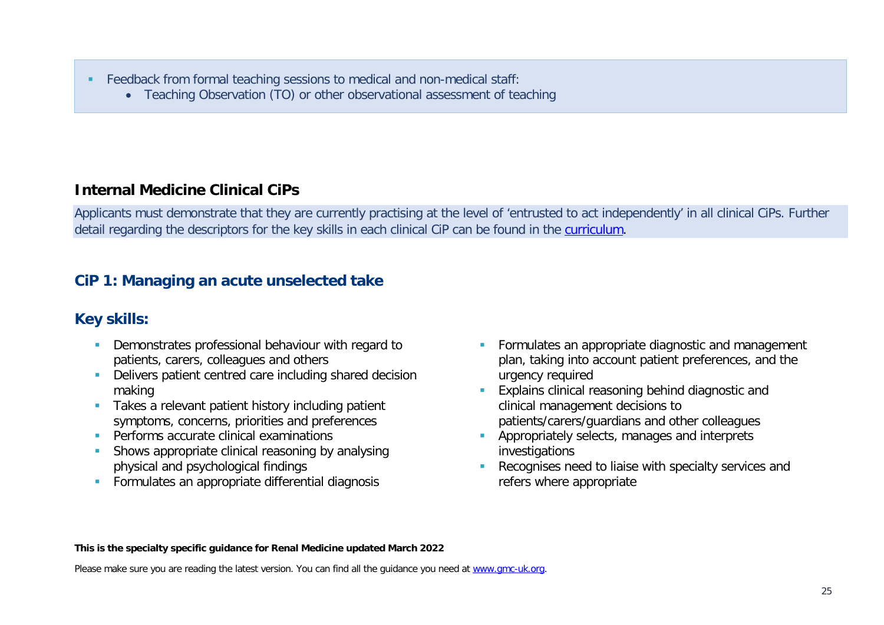- Feedback from formal teaching sessions to medical and non-medical staff:
  - Teaching Observation (TO) or other observational assessment of teaching

## Internal Medicine Clinical CiPs

Applicants must demonstrate that they are currently practising at the level of 'entrusted to act independently' in all clinical CiPs. Further detail regarding the descriptors for the key skills in each clinical CiP can be found in the [curriculum](curriculum).

### CiP 1: Managing an acute unselected take

### Key skills:

- Demonstrates professional behaviour with regard to patients, carers, colleagues and others
- Delivers patient centred care including shared decision making
- Takes a relevant patient history including patient symptoms, concerns, priorities and preferences
- Performs accurate clinical examinations
- Shows appropriate clinical reasoning by analysing physical and psychological findings
- Formulates an appropriate differential diagnosis
- Formulates an appropriate diagnostic and management plan, taking into account patient preferences, and the urgency required
- Explains clinical reasoning behind diagnostic and clinical management decisions to patients/carers/guardians and other colleagues
- Appropriately selects, manages and interprets investigations
- Recognises need to liaise with specialty services and refers where appropriate

**This is the specialty specific guidance for Renal Medicine updated March 2022**

Please make sure you are reading the latest version. You can find all the guidance you need at [www.gmc-uk.org](www.gmc-uk.org).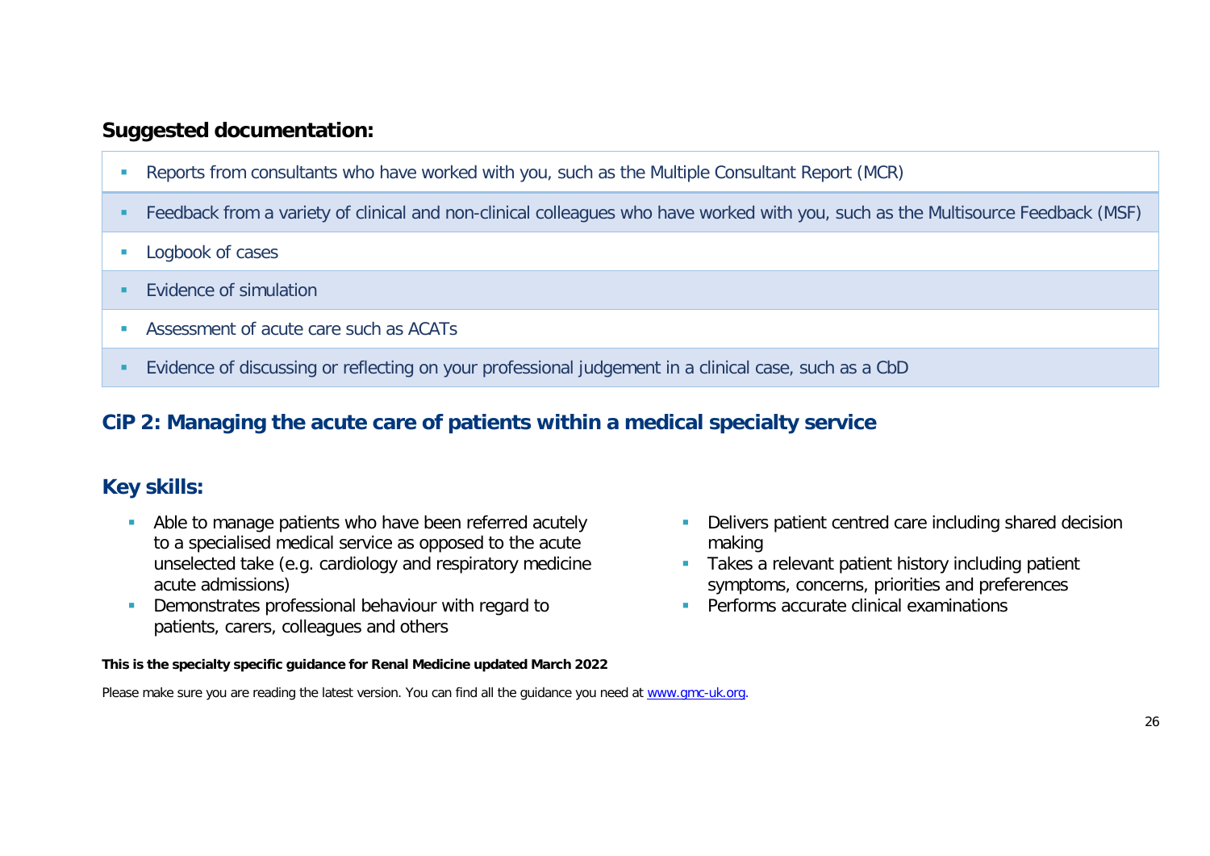## Suggested documentation:

- Reports from consultants who have worked with you, such as the Multiple Consultant Report (MCR)
- Feedback from a variety of clinical and non-clinical colleagues who have worked with you, such as the Multisource Feedback (MSF)
- Logbook of cases
- Evidence of simulation
- Assessment of acute care such as ACATs
- Evidence of discussing or reflecting on your professional judgement in a clinical case, such as a CbD

## CiP 2: Managing the acute care of patients within a medical specialty service

### Key skills:

- Able to manage patients who have been referred acutely to a specialised medical service as opposed to the acute unselected take (e.g. cardiology and respiratory medicine acute admissions)
- Demonstrates professional behaviour with regard to patients, carers, colleagues and others
- Delivers patient centred care including shared decision making
- Takes a relevant patient history including patient symptoms, concerns, priorities and preferences
- Performs accurate clinical examinations

**This is the specialty specific guidance for Renal Medicine updated March 2022**

Please make sure you are reading the latest version. You can find all the guidance you need at [www.gmc-uk.org](http://www.gmc-uk.org).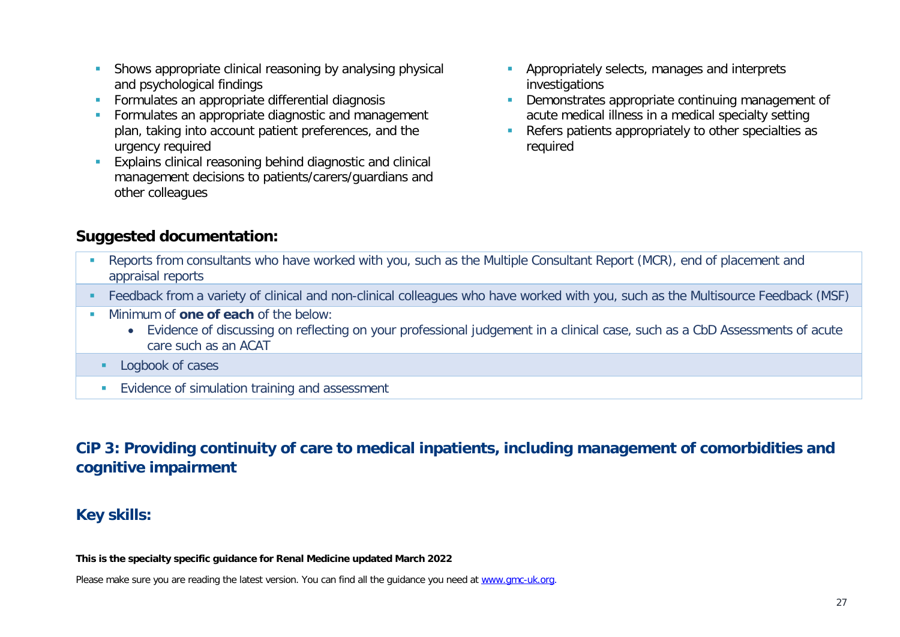- Shows appropriate clinical reasoning by analysing physical and psychological findings
- Formulates an appropriate differential diagnosis
- Formulates an appropriate diagnostic and management plan, taking into account patient preferences, and the urgency required
- Explains clinical reasoning behind diagnostic and clinical management decisions to patients/carers/guardians and other colleagues
- Appropriately selects, manages and interprets investigations
- Demonstrates appropriate continuing management of acute medical illness in a medical specialty setting
- Refers patients appropriately to other specialties as required

## Suggested documentation:

- Reports from consultants who have worked with you, such as the Multiple Consultant Report (MCR), end of placement and appraisal reports
- Feedback from a variety of clinical and non-clinical colleagues who have worked with you, such as the Multisource Feedback (MSF)
- Minimum of **one of each** of the below:
    - Evidence of discussing on reflecting on your professional judgement in a clinical case, such as a CbD Assessments of acute care such as an ACAT
    - Logbook of cases
    - Evidence of simulation training and assessment

## CiP 3: Providing continuity of care to medical inpatients, including management of comorbidities and cognitive impairment

## Key skills:

**This is the specialty specific guidance for Renal Medicine updated March 2022**

Please make sure you are reading the latest version. You can find all the guidance you need at www.gmc-uk.org.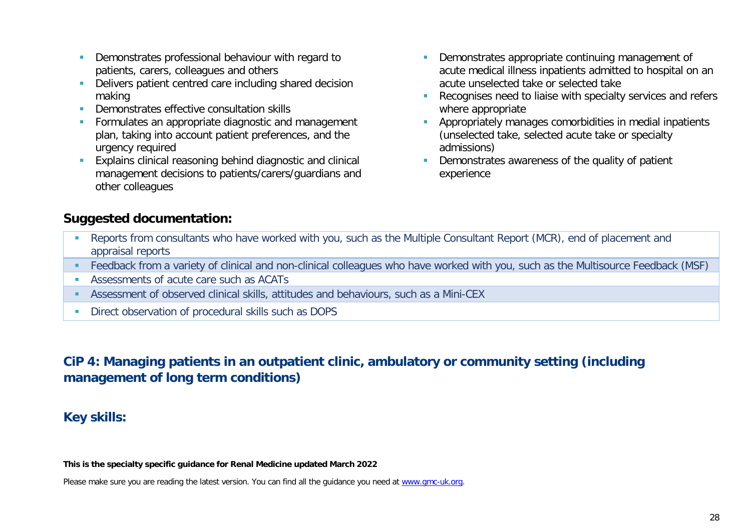- Demonstrates professional behaviour with regard to patients, carers, colleagues and others
- Delivers patient centred care including shared decision making
- Demonstrates effective consultation skills
- Formulates an appropriate diagnostic and management plan, taking into account patient preferences, and the urgency required
- Explains clinical reasoning behind diagnostic and clinical management decisions to patients/carers/guardians and other colleagues
- Demonstrates appropriate continuing management of acute medical illness inpatients admitted to hospital on an acute unselected take or selected take
- Recognises need to liaise with specialty services and refers where appropriate
- Appropriately manages comorbidities in medial inpatients (unselected take, selected acute take or specialty admissions)
- Demonstrates awareness of the quality of patient experience

**Suggested documentation:**

- Reports from consultants who have worked with you, such as the Multiple Consultant Report (MCR), end of placement and appraisal reports
- Feedback from a variety of clinical and non-clinical colleagues who have worked with you, such as the Multisource Feedback (MSF)
- Assessments of acute care such as ACATs
- Assessment of observed clinical skills, attitudes and behaviours, such as a Mini-CEX
- Direct observation of procedural skills such as DOPS

## CiP 4: Managing patients in an outpatient clinic, ambulatory or community setting (including management of long term conditions)

### Key skills:

**This is the specialty specific guidance for Renal Medicine updated March 2022**

Please make sure you are reading the latest version. You can find all the guidance you need at www.gmc-uk.org.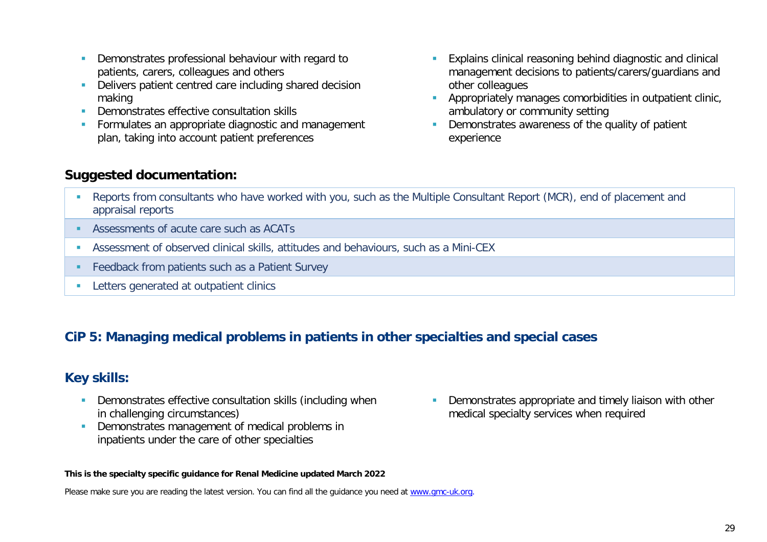- Demonstrates professional behaviour with regard to patients, carers, colleagues and others
- Delivers patient centred care including shared decision making
- Demonstrates effective consultation skills
- Formulates an appropriate diagnostic and management plan, taking into account patient preferences
- Explains clinical reasoning behind diagnostic and clinical management decisions to patients/carers/guardians and other colleagues
- Appropriately manages comorbidities in outpatient clinic, ambulatory or community setting
- Demonstrates awareness of the quality of patient experience

### Suggested documentation:

- Reports from consultants who have worked with you, such as the Multiple Consultant Report (MCR), end of placement and appraisal reports
- Assessments of acute care such as ACATs
- Assessment of observed clinical skills, attitudes and behaviours, such as a Mini-CEX
- Feedback from patients such as a Patient Survey
- Letters generated at outpatient clinics

## CiP 5: Managing medical problems in patients in other specialties and special cases

### Key skills:

- Demonstrates effective consultation skills (including when in challenging circumstances)
- Demonstrates management of medical problems in inpatients under the care of other specialties
- Demonstrates appropriate and timely liaison with other medical specialty services when required

**This is the specialty specific guidance for Renal Medicine updated March 2022**

Please make sure you are reading the latest version. You can find all the guidance you need at [www.gmc-uk.org](www.gmc-uk.org).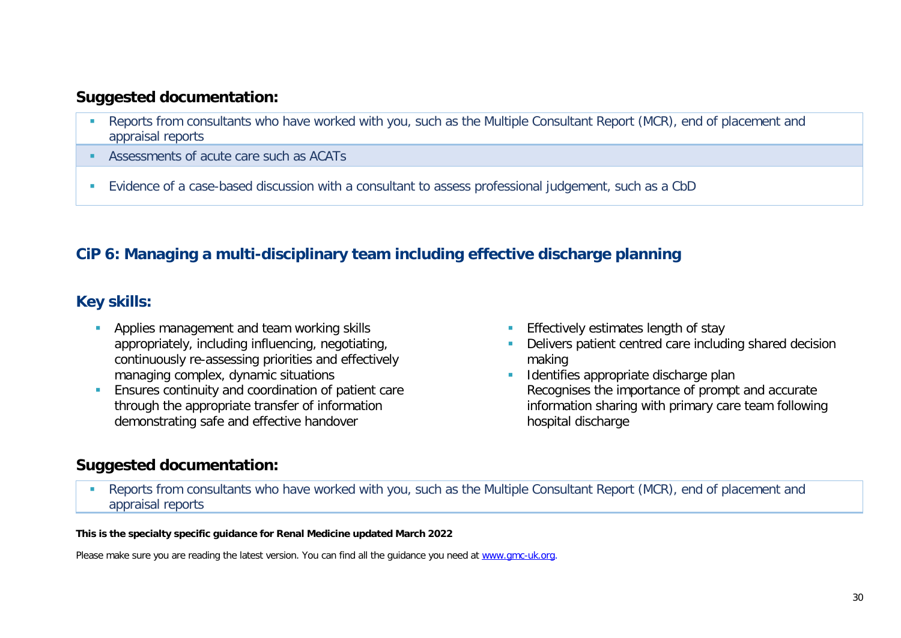## Suggested documentation:

- Reports from consultants who have worked with you, such as the Multiple Consultant Report (MCR), end of placement and appraisal reports
- Assessments of acute care such as ACATs
- Evidence of a case-based discussion with a consultant to assess professional judgement, such as a CbD

## CiP 6: Managing a multi-disciplinary team including effective discharge planning

## Key skills:

- Applies management and team working skills appropriately, including influencing, negotiating, continuously re-assessing priorities and effectively managing complex, dynamic situations
- Ensures continuity and coordination of patient care through the appropriate transfer of information demonstrating safe and effective handover
- Effectively estimates length of stay
- Delivers patient centred care including shared decision making
- Identifies appropriate discharge plan
  Recognises the importance of prompt and accurate information sharing with primary care team following hospital discharge

## Suggested documentation:

- Reports from consultants who have worked with you, such as the Multiple Consultant Report (MCR), end of placement and appraisal reports

**This is the specialty specific guidance for Renal Medicine updated March 2022**

Please make sure you are reading the latest version. You can find all the guidance you need at [www.gmc-uk.org](http://www.gmc-uk.org).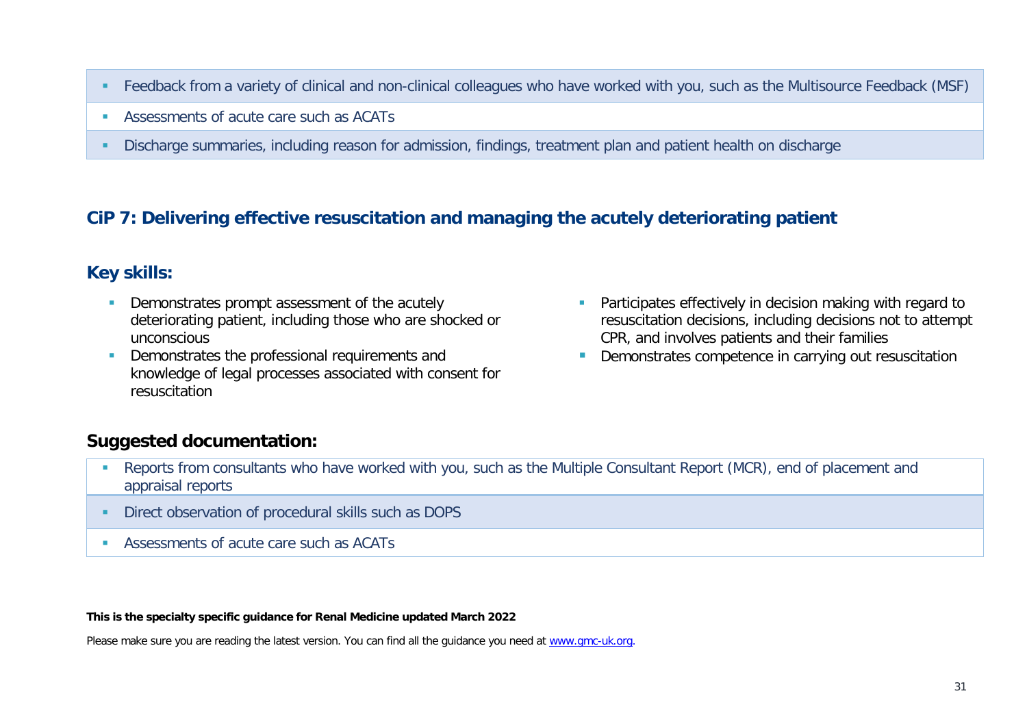- Feedback from a variety of clinical and non-clinical colleagues who have worked with you, such as the Multisource Feedback (MSF)
- Assessments of acute care such as ACATs
- Discharge summaries, including reason for admission, findings, treatment plan and patient health on discharge

## CiP 7: Delivering effective resuscitation and managing the acutely deteriorating patient

### Key skills:

- Demonstrates prompt assessment of the acutely deteriorating patient, including those who are shocked or unconscious
- Demonstrates the professional requirements and knowledge of legal processes associated with consent for resuscitation
- Participates effectively in decision making with regard to resuscitation decisions, including decisions not to attempt CPR, and involves patients and their families
- Demonstrates competence in carrying out resuscitation

### Suggested documentation:

- Reports from consultants who have worked with you, such as the Multiple Consultant Report (MCR), end of placement and appraisal reports
- Direct observation of procedural skills such as DOPS
- Assessments of acute care such as ACATs

**This is the specialty specific guidance for Renal Medicine updated March 2022**

Please make sure you are reading the latest version. You can find all the guidance you need at [www.gmc-uk.org](http://www.gmc-uk.org).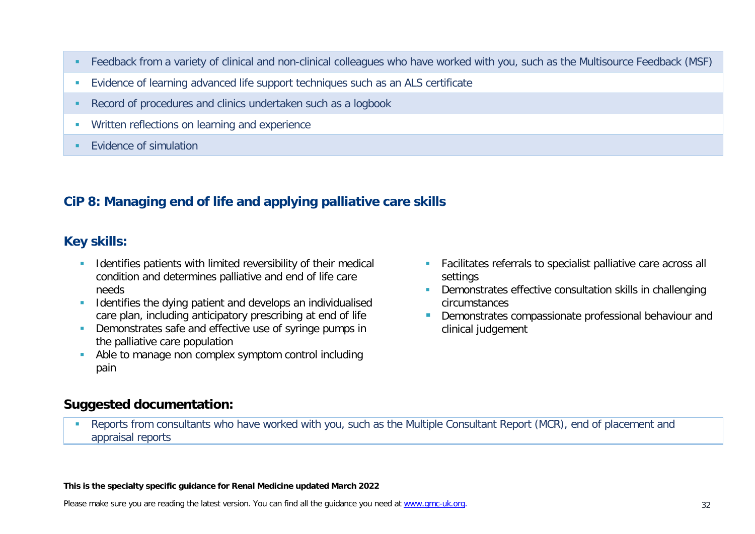- Feedback from a variety of clinical and non-clinical colleagues who have worked with you, such as the Multisource Feedback (MSF)
- Evidence of learning advanced life support techniques such as an ALS certificate
- Record of procedures and clinics undertaken such as a logbook
- Written reflections on learning and experience
- Evidence of simulation

## CiP 8: Managing end of life and applying palliative care skills

### Key skills:

- Identifies patients with limited reversibility of their medical condition and determines palliative and end of life care needs
- Identifies the dying patient and develops an individualised care plan, including anticipatory prescribing at end of life
- Demonstrates safe and effective use of syringe pumps in the palliative care population
- Able to manage non complex symptom control including pain
- Facilitates referrals to specialist palliative care across all settings
- Demonstrates effective consultation skills in challenging circumstances
- Demonstrates compassionate professional behaviour and clinical judgement

### Suggested documentation:

- Reports from consultants who have worked with you, such as the Multiple Consultant Report (MCR), end of placement and appraisal reports

**This is the specialty specific guidance for Renal Medicine updated March 2022**

Please make sure you are reading the latest version. You can find all the guidance you need at www.gmc-uk.org.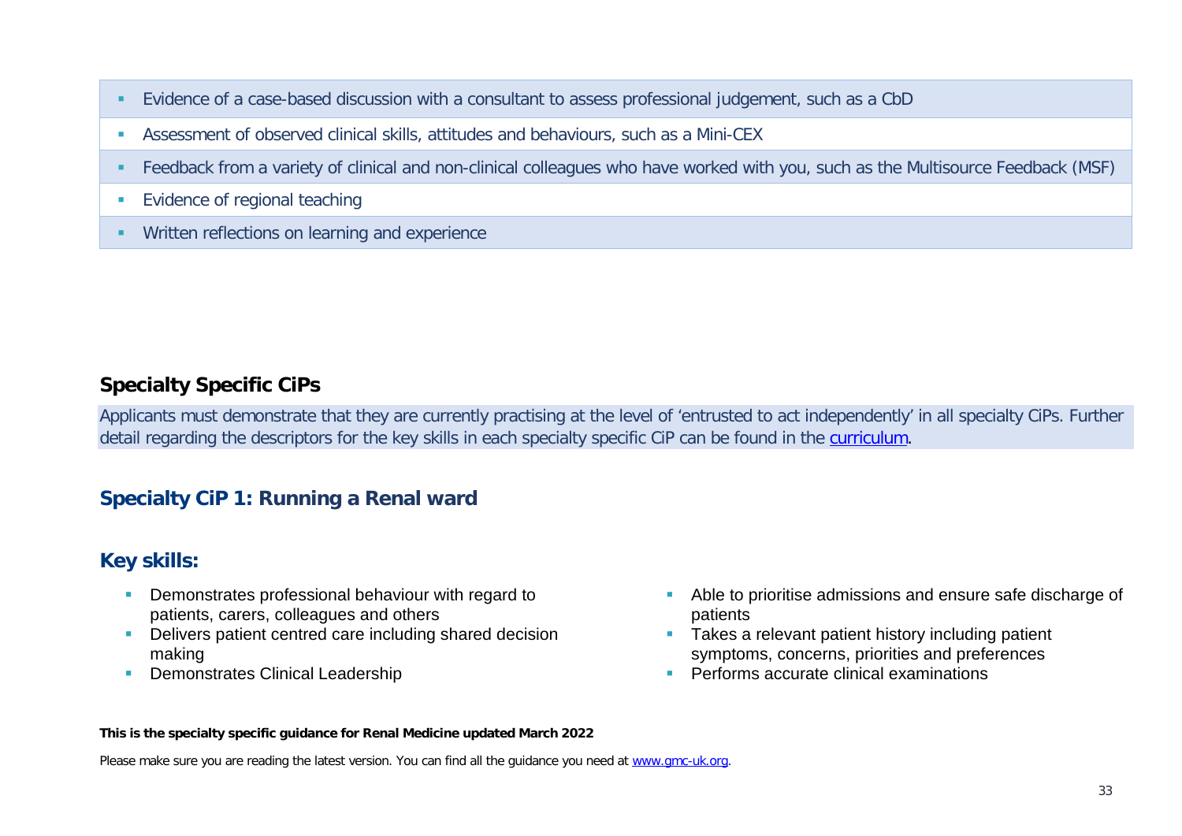- Evidence of a case-based discussion with a consultant to assess professional judgement, such as a CbD
- Assessment of observed clinical skills, attitudes and behaviours, such as a Mini-CEX
- Feedback from a variety of clinical and non-clinical colleagues who have worked with you, such as the Multisource Feedback (MSF)
- Evidence of regional teaching
- Written reflections on learning and experience

## Specialty Specific CiPs

Applicants must demonstrate that they are currently practising at the level of 'entrusted to act independently' in all specialty CiPs. Further detail regarding the descriptors for the key skills in each specialty specific CiP can be found in the curriculum.

### Specialty CiP 1: Running a Renal ward

### Key skills:

- Demonstrates professional behaviour with regard to patients, carers, colleagues and others
- Delivers patient centred care including shared decision making
- Demonstrates Clinical Leadership
- Able to prioritise admissions and ensure safe discharge of patients
- Takes a relevant patient history including patient symptoms, concerns, priorities and preferences
- Performs accurate clinical examinations

**This is the specialty specific guidance for Renal Medicine updated March 2022**

Please make sure you are reading the latest version. You can find all the guidance you need at www.gmc-uk.org.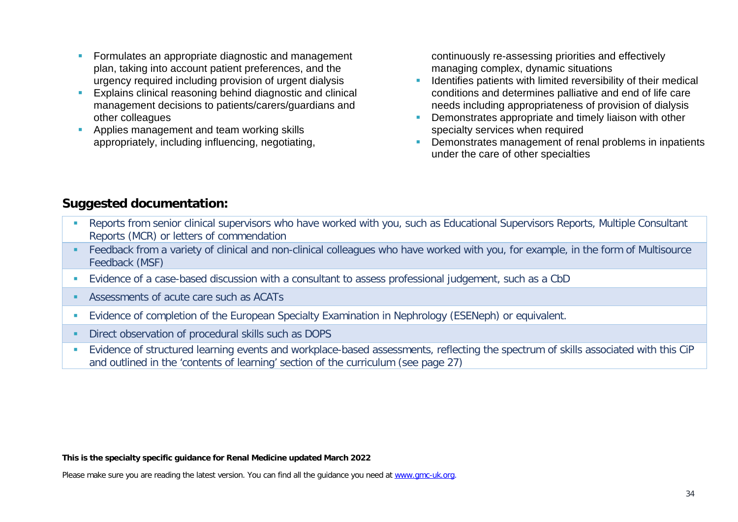- Formulates an appropriate diagnostic and management plan, taking into account patient preferences, and the urgency required including provision of urgent dialysis
- Explains clinical reasoning behind diagnostic and clinical management decisions to patients/carers/guardians and other colleagues
- Applies management and team working skills appropriately, including influencing, negotiating, continuously re-assessing priorities and effectively managing complex, dynamic situations
- Identifies patients with limited reversibility of their medical conditions and determines palliative and end of life care needs including appropriateness of provision of dialysis
- Demonstrates appropriate and timely liaison with other specialty services when required
- Demonstrates management of renal problems in inpatients under the care of other specialties

## Suggested documentation:

- Reports from senior clinical supervisors who have worked with you, such as Educational Supervisors Reports, Multiple Consultant Reports (MCR) or letters of commendation
- Feedback from a variety of clinical and non-clinical colleagues who have worked with you, for example, in the form of Multisource Feedback (MSF)
- Evidence of a case-based discussion with a consultant to assess professional judgement, such as a CbD
- Assessments of acute care such as ACATs
- Evidence of completion of the European Specialty Examination in Nephrology (ESENeph) or equivalent.
- Direct observation of procedural skills such as DOPS
- Evidence of structured learning events and workplace-based assessments, reflecting the spectrum of skills associated with this CiP and outlined in the 'contents of learning' section of the curriculum (see page 27)

**This is the specialty specific guidance for Renal Medicine updated March 2022**

Please make sure you are reading the latest version. You can find all the guidance you need at www.gmc-uk.org.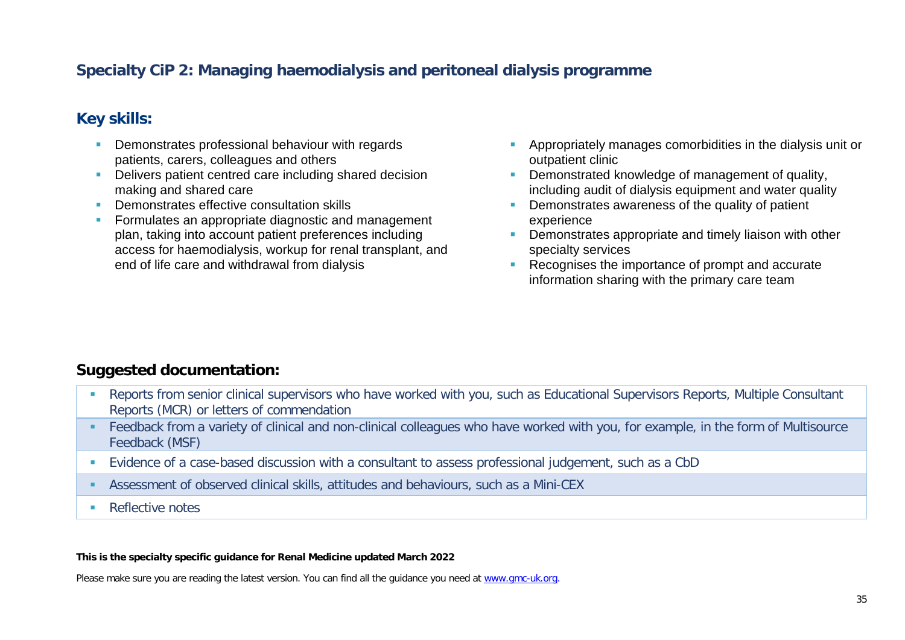## Specialty CiP 2: Managing haemodialysis and peritoneal dialysis programme

### Key skills:

- Demonstrates professional behaviour with regards patients, carers, colleagues and others
- Delivers patient centred care including shared decision making and shared care
- Demonstrates effective consultation skills
- Formulates an appropriate diagnostic and management plan, taking into account patient preferences including access for haemodialysis, workup for renal transplant, and end of life care and withdrawal from dialysis
- Appropriately manages comorbidities in the dialysis unit or outpatient clinic
- Demonstrated knowledge of management of quality, including audit of dialysis equipment and water quality
- Demonstrates awareness of the quality of patient experience
- Demonstrates appropriate and timely liaison with other specialty services
- Recognises the importance of prompt and accurate information sharing with the primary care team

### Suggested documentation:

- Reports from senior clinical supervisors who have worked with you, such as Educational Supervisors Reports, Multiple Consultant Reports (MCR) or letters of commendation
- Feedback from a variety of clinical and non-clinical colleagues who have worked with you, for example, in the form of Multisource Feedback (MSF)
- Evidence of a case-based discussion with a consultant to assess professional judgement, such as a CbD
- Assessment of observed clinical skills, attitudes and behaviours, such as a Mini-CEX
- Reflective notes

**This is the specialty specific guidance for Renal Medicine updated March 2022**

Please make sure you are reading the latest version. You can find all the guidance you need at www.gmc-uk.org.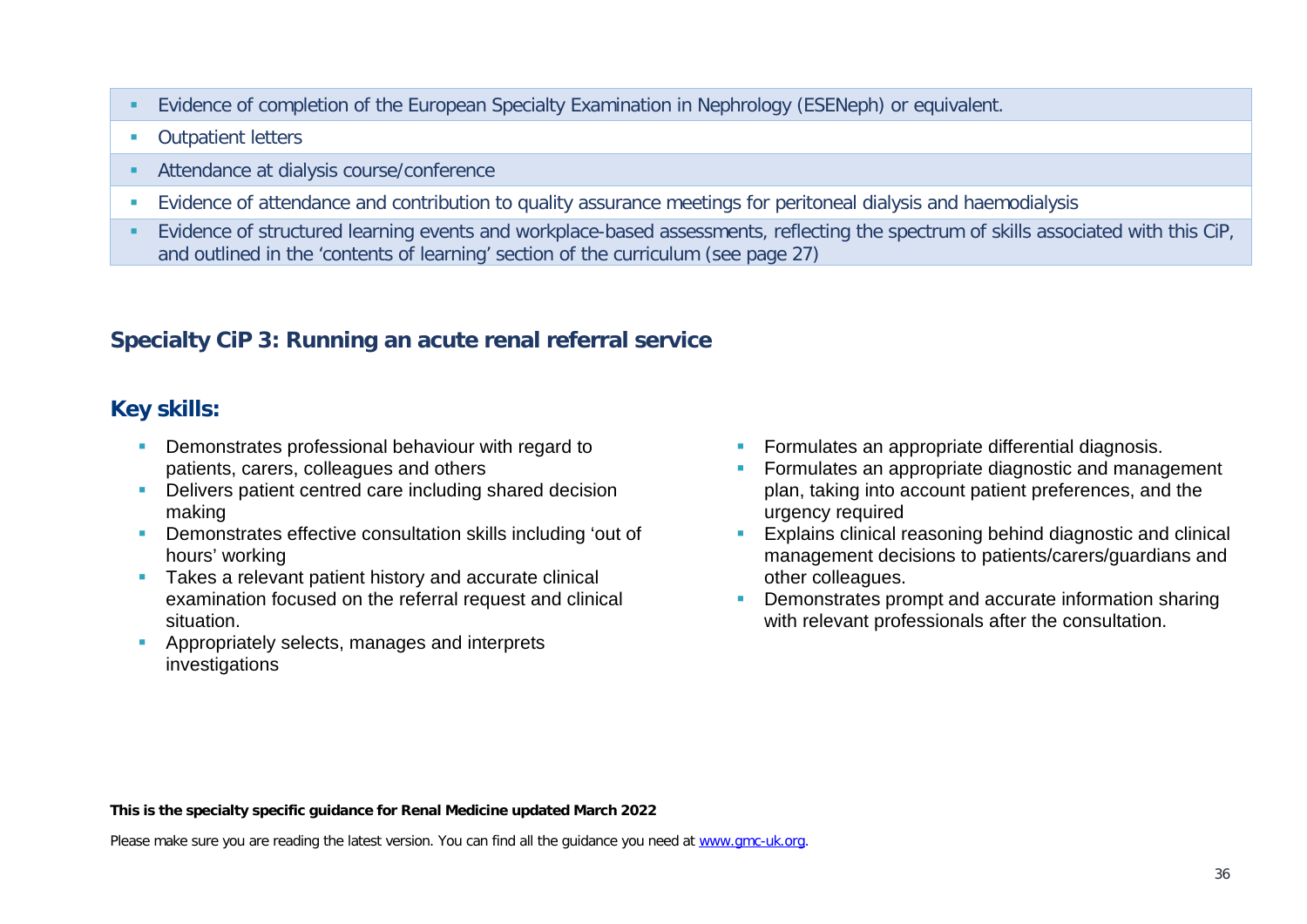- Evidence of completion of the European Specialty Examination in Nephrology (ESENeph) or equivalent.
- Outpatient letters
- Attendance at dialysis course/conference
- Evidence of attendance and contribution to quality assurance meetings for peritoneal dialysis and haemodialysis
- Evidence of structured learning events and workplace-based assessments, reflecting the spectrum of skills associated with this CiP, and outlined in the 'contents of learning' section of the curriculum (see page 27)

## Specialty CiP 3: Running an acute renal referral service

### Key skills:

- Demonstrates professional behaviour with regard to patients, carers, colleagues and others
- Delivers patient centred care including shared decision making
- Demonstrates effective consultation skills including 'out of hours' working
- Takes a relevant patient history and accurate clinical examination focused on the referral request and clinical situation.
- Appropriately selects, manages and interprets investigations
- Formulates an appropriate differential diagnosis.
- Formulates an appropriate diagnostic and management plan, taking into account patient preferences, and the urgency required
- Explains clinical reasoning behind diagnostic and clinical management decisions to patients/carers/guardians and other colleagues.
- Demonstrates prompt and accurate information sharing with relevant professionals after the consultation.

**This is the specialty specific guidance for Renal Medicine updated March 2022**

Please make sure you are reading the latest version. You can find all the guidance you need at [www.gmc-uk.org](http://www.gmc-uk.org).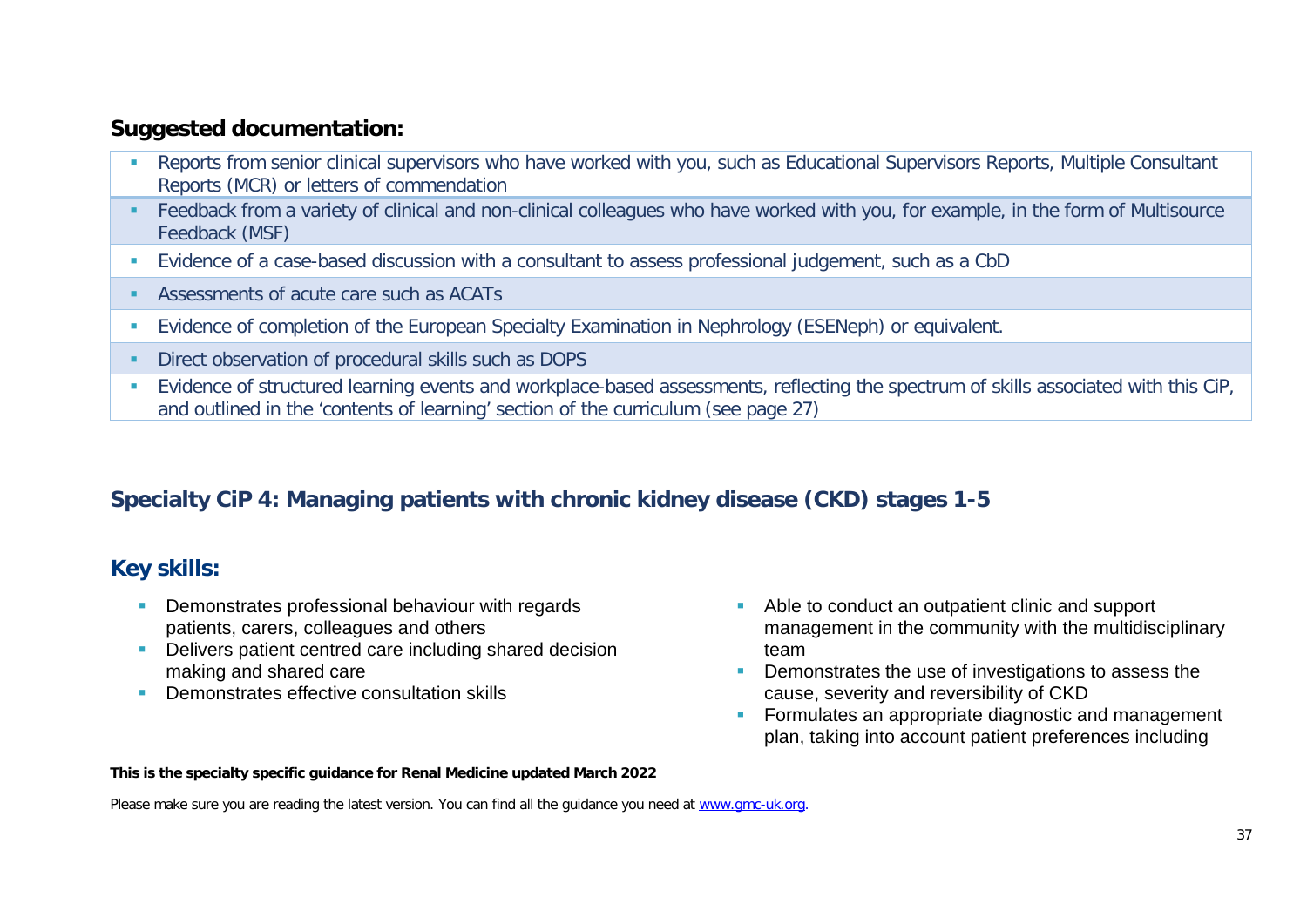**Suggested documentation:**

- Reports from senior clinical supervisors who have worked with you, such as Educational Supervisors Reports, Multiple Consultant Reports (MCR) or letters of commendation
- Feedback from a variety of clinical and non-clinical colleagues who have worked with you, for example, in the form of Multisource Feedback (MSF)
- Evidence of a case-based discussion with a consultant to assess professional judgement, such as a CbD
- Assessments of acute care such as ACATs
- Evidence of completion of the European Specialty Examination in Nephrology (ESENeph) or equivalent.
- Direct observation of procedural skills such as DOPS
- Evidence of structured learning events and workplace-based assessments, reflecting the spectrum of skills associated with this CiP, and outlined in the 'contents of learning' section of the curriculum (see page 27)

## Specialty CiP 4: Managing patients with chronic kidney disease (CKD) stages 1-5

### Key skills:

- Demonstrates professional behaviour with regards patients, carers, colleagues and others
- Delivers patient centred care including shared decision making and shared care
- Demonstrates effective consultation skills
- Able to conduct an outpatient clinic and support management in the community with the multidisciplinary team
- Demonstrates the use of investigations to assess the cause, severity and reversibility of CKD
- Formulates an appropriate diagnostic and management plan, taking into account patient preferences including

**This is the specialty specific guidance for Renal Medicine updated March 2022**

Please make sure you are reading the latest version. You can find all the guidance you need at www.gmc-uk.org.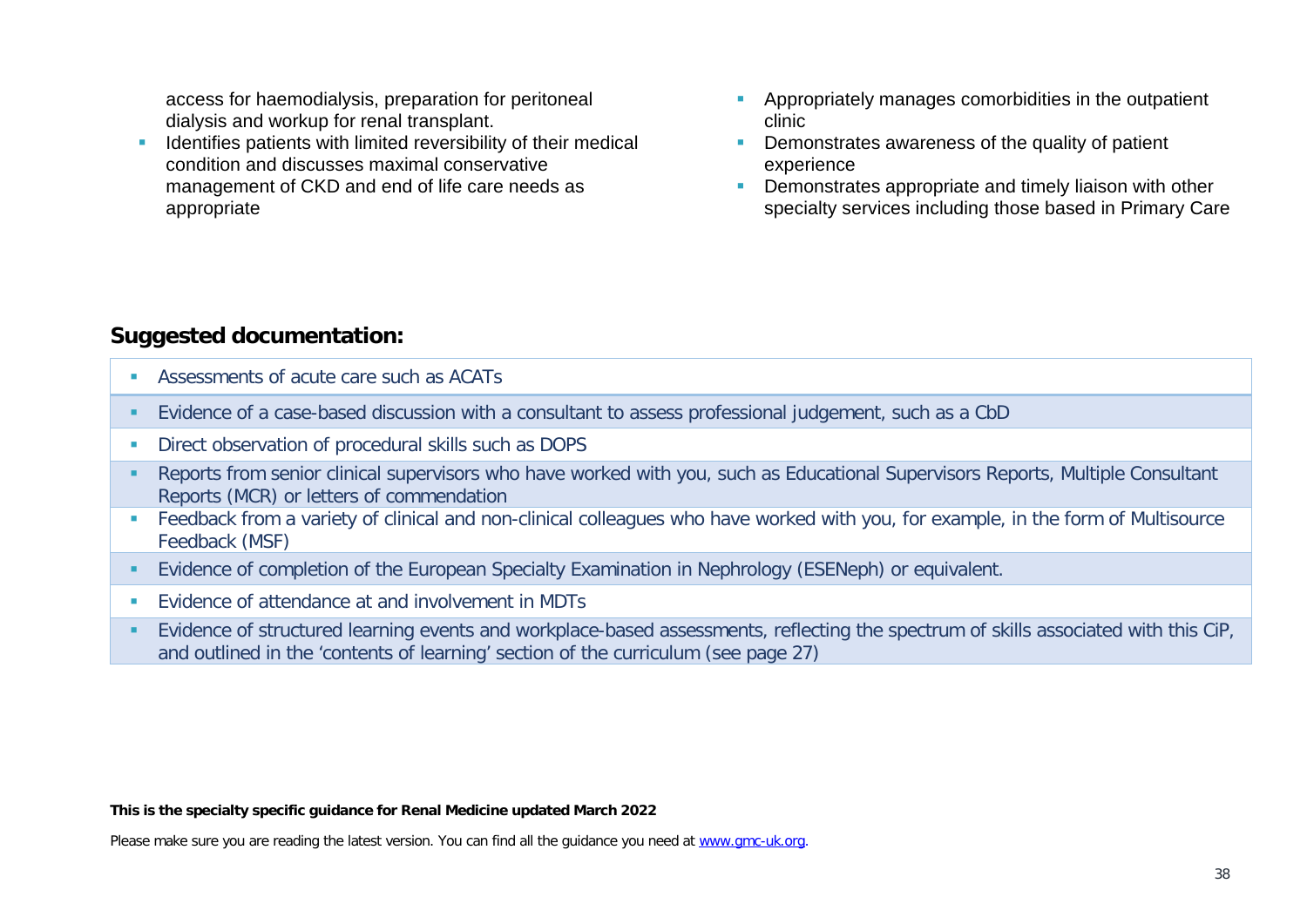access for haemodialysis, preparation for peritoneal dialysis and workup for renal transplant.

- Identifies patients with limited reversibility of their medical condition and discusses maximal conservative management of CKD and end of life care needs as appropriate
- Appropriately manages comorbidities in the outpatient clinic
- Demonstrates awareness of the quality of patient experience
- Demonstrates appropriate and timely liaison with other specialty services including those based in Primary Care

## Suggested documentation:

- Assessments of acute care such as ACATs
- Evidence of a case-based discussion with a consultant to assess professional judgement, such as a CbD
- Direct observation of procedural skills such as DOPS
- Reports from senior clinical supervisors who have worked with you, such as Educational Supervisors Reports, Multiple Consultant Reports (MCR) or letters of commendation
- Feedback from a variety of clinical and non-clinical colleagues who have worked with you, for example, in the form of Multisource Feedback (MSF)
- Evidence of completion of the European Specialty Examination in Nephrology (ESENeph) or equivalent.
- Evidence of attendance at and involvement in MDTs
- Evidence of structured learning events and workplace-based assessments, reflecting the spectrum of skills associated with this CiP, and outlined in the 'contents of learning' section of the curriculum (see page 27)

**This is the specialty specific guidance for Renal Medicine updated March 2022**

Please make sure you are reading the latest version. You can find all the guidance you need at www.gmc-uk.org.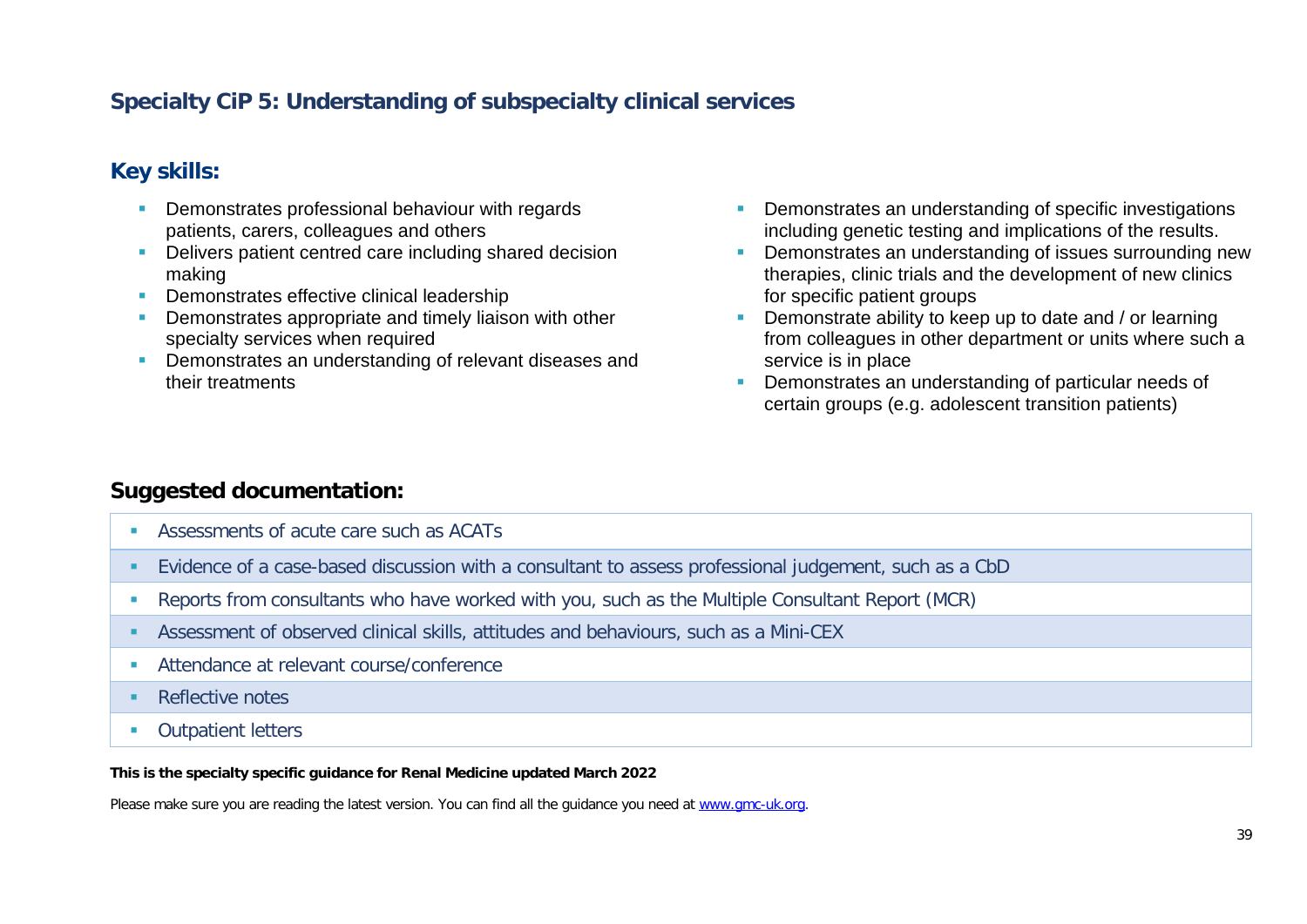## Specialty CiP 5: Understanding of subspecialty clinical services

### Key skills:

- Demonstrates professional behaviour with regards patients, carers, colleagues and others
- Delivers patient centred care including shared decision making
- Demonstrates effective clinical leadership
- Demonstrates appropriate and timely liaison with other specialty services when required
- Demonstrates an understanding of relevant diseases and their treatments
- Demonstrates an understanding of specific investigations including genetic testing and implications of the results.
- Demonstrates an understanding of issues surrounding new therapies, clinic trials and the development of new clinics for specific patient groups
- Demonstrate ability to keep up to date and / or learning from colleagues in other department or units where such a service is in place
- Demonstrates an understanding of particular needs of certain groups (e.g. adolescent transition patients)

### Suggested documentation:

- Assessments of acute care such as ACATs
- Evidence of a case-based discussion with a consultant to assess professional judgement, such as a CbD
- Reports from consultants who have worked with you, such as the Multiple Consultant Report (MCR)
- Assessment of observed clinical skills, attitudes and behaviours, such as a Mini-CEX
- Attendance at relevant course/conference
- Reflective notes
- Outpatient letters

**This is the specialty specific guidance for Renal Medicine updated March 2022**

Please make sure you are reading the latest version. You can find all the guidance you need at www.gmc-uk.org.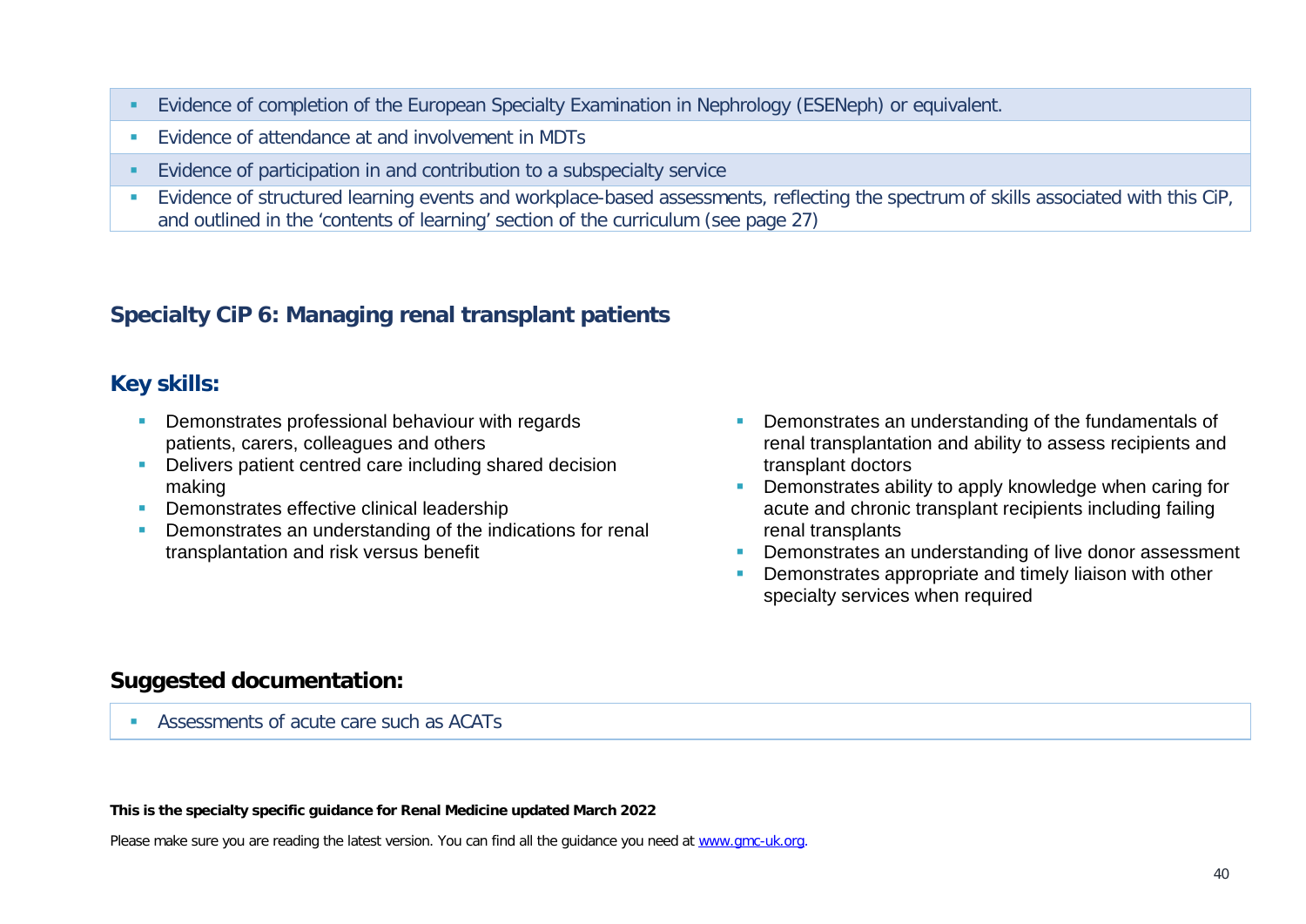- Evidence of completion of the European Specialty Examination in Nephrology (ESENeph) or equivalent.
- Evidence of attendance at and involvement in MDTs
- Evidence of participation in and contribution to a subspecialty service
- Evidence of structured learning events and workplace-based assessments, reflecting the spectrum of skills associated with this CiP, and outlined in the 'contents of learning' section of the curriculum (see page 27)

## Specialty CiP 6: Managing renal transplant patients

### Key skills:

- Demonstrates professional behaviour with regards patients, carers, colleagues and others
- Delivers patient centred care including shared decision making
- Demonstrates effective clinical leadership
- Demonstrates an understanding of the indications for renal transplantation and risk versus benefit
- Demonstrates an understanding of the fundamentals of renal transplantation and ability to assess recipients and transplant doctors
- Demonstrates ability to apply knowledge when caring for acute and chronic transplant recipients including failing renal transplants
- Demonstrates an understanding of live donor assessment
- Demonstrates appropriate and timely liaison with other specialty services when required

### Suggested documentation:

- Assessments of acute care such as ACATs

**This is the specialty specific guidance for Renal Medicine updated March 2022**

Please make sure you are reading the latest version. You can find all the guidance you need at www.gmc-uk.org.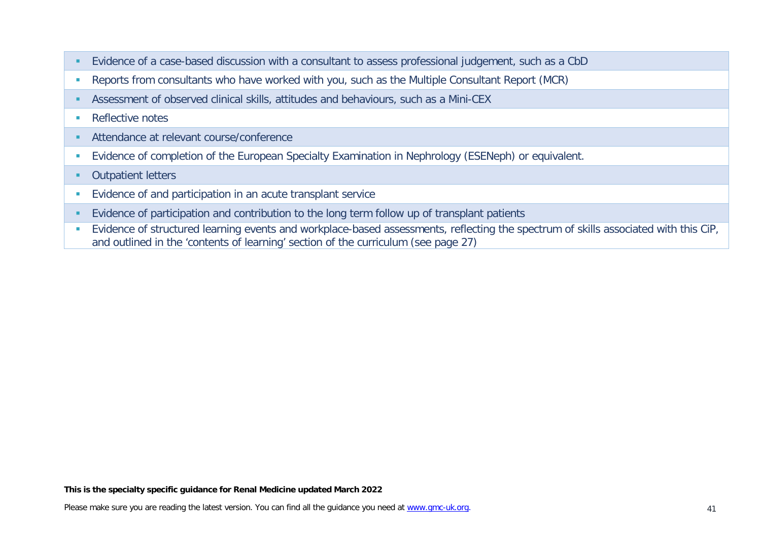- Evidence of a case-based discussion with a consultant to assess professional judgement, such as a CbD
- Reports from consultants who have worked with you, such as the Multiple Consultant Report (MCR)
- Assessment of observed clinical skills, attitudes and behaviours, such as a Mini-CEX
- Reflective notes
- Attendance at relevant course/conference
- Evidence of completion of the European Specialty Examination in Nephrology (ESENeph) or equivalent.
- Outpatient letters
- Evidence of and participation in an acute transplant service
- Evidence of participation and contribution to the long term follow up of transplant patients
- Evidence of structured learning events and workplace-based assessments, reflecting the spectrum of skills associated with this CiP, and outlined in the 'contents of learning' section of the curriculum (see page 27)

**This is the specialty specific guidance for Renal Medicine updated March 2022**

Please make sure you are reading the latest version. You can find all the guidance you need at [www.gmc-uk.org](http://www.gmc-uk.org).